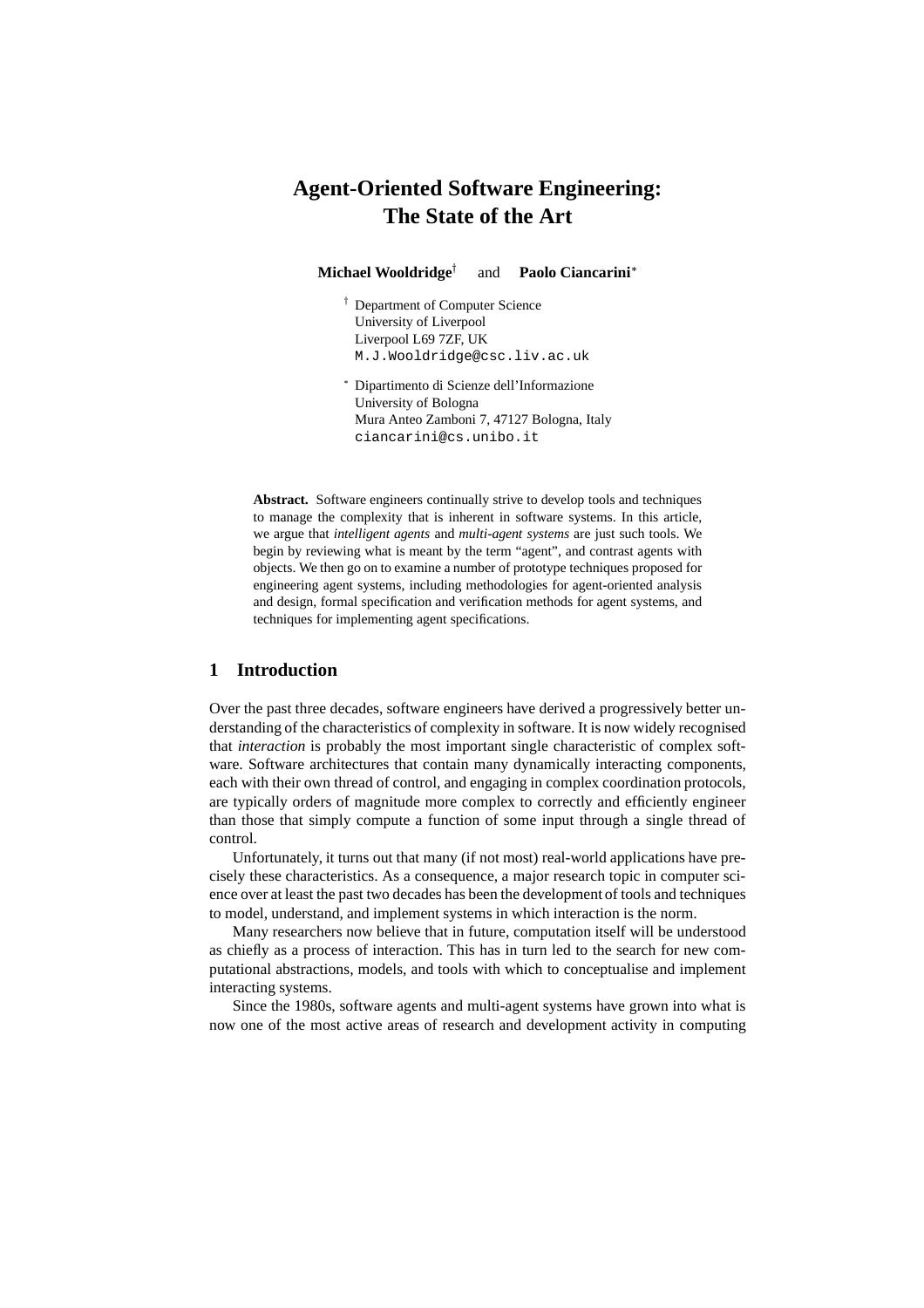# Agent-Oriented Software Engineering: The State of the Art

**Michael Wooldridge**[†] and **Paolo Ciancarini**[*]

[†] Department of Computer Science
University of Liverpool
Liverpool L69 7ZF, UK
M.J.Wooldridge@csc.liv.ac.uk

[*] Dipartimento di Scienze dell'Informazione
University of Bologna
Mura Anteo Zamboni 7, 47127 Bologna, Italy
ciancarini@cs.unibo.it

**Abstract.** Software engineers continually strive to develop tools and techniques to manage the complexity that is inherent in software systems. In this article, we argue that *intelligent agents* and *multi-agent systems* are just such tools. We begin by reviewing what is meant by the term "agent", and contrast agents with objects. We then go on to examine a number of prototype techniques proposed for engineering agent systems, including methodologies for agent-oriented analysis and design, formal specification and verification methods for agent systems, and techniques for implementing agent specifications.

## 1 Introduction

Over the past three decades, software engineers have derived a progressively better understanding of the characteristics of complexity in software. It is now widely recognised that *interaction* is probably the most important single characteristic of complex software. Software architectures that contain many dynamically interacting components, each with their own thread of control, and engaging in complex coordination protocols, are typically orders of magnitude more complex to correctly and efficiently engineer than those that simply compute a function of some input through a single thread of control.

Unfortunately, it turns out that many (if not most) real-world applications have precisely these characteristics. As a consequence, a major research topic in computer science over at least the past two decades has been the development of tools and techniques to model, understand, and implement systems in which interaction is the norm.

Many researchers now believe that in future, computation itself will be understood as chiefly as a process of interaction. This has in turn led to the search for new computational abstractions, models, and tools with which to conceptualise and implement interacting systems.

Since the 1980s, software agents and multi-agent systems have grown into what is now one of the most active areas of research and development activity in computing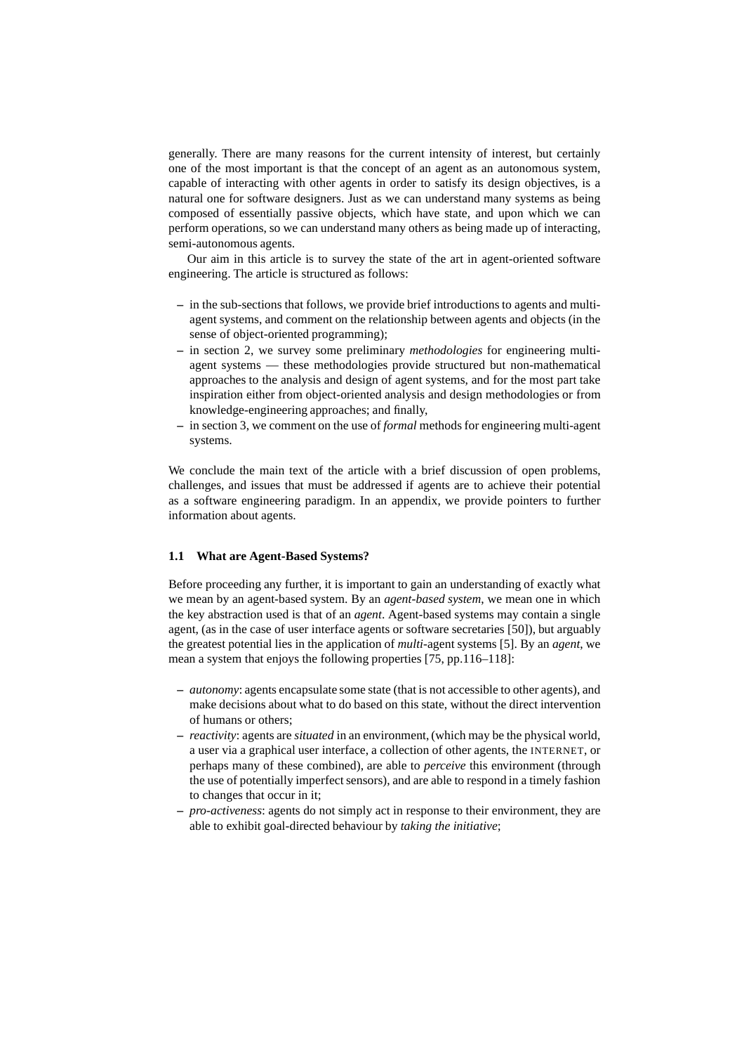generally. There are many reasons for the current intensity of interest, but certainly one of the most important is that the concept of an agent as an autonomous system, capable of interacting with other agents in order to satisfy its design objectives, is a natural one for software designers. Just as we can understand many systems as being composed of essentially passive objects, which have state, and upon which we can perform operations, so we can understand many others as being made up of interacting, semi-autonomous agents.

Our aim in this article is to survey the state of the art in agent-oriented software engineering. The article is structured as follows:

– in the sub-sections that follows, we provide brief introductions to agents and multi-agent systems, and comment on the relationship between agents and objects (in the sense of object-oriented programming);
– in section 2, we survey some preliminary *methodologies* for engineering multi-agent systems — these methodologies provide structured but non-mathematical approaches to the analysis and design of agent systems, and for the most part take inspiration either from object-oriented analysis and design methodologies or from knowledge-engineering approaches; and finally,
– in section 3, we comment on the use of *formal* methods for engineering multi-agent systems.

We conclude the main text of the article with a brief discussion of open problems, challenges, and issues that must be addressed if agents are to achieve their potential as a software engineering paradigm. In an appendix, we provide pointers to further information about agents.

### 1.1 What are Agent-Based Systems?

Before proceeding any further, it is important to gain an understanding of exactly what we mean by an agent-based system. By an *agent-based system*, we mean one in which the key abstraction used is that of an *agent*. Agent-based systems may contain a single agent, (as in the case of user interface agents or software secretaries [50]), but arguably the greatest potential lies in the application of *multi*-agent systems [5]. By an *agent*, we mean a system that enjoys the following properties [75, pp.116–118]:

– *autonomy*: agents encapsulate some state (that is not accessible to other agents), and make decisions about what to do based on this state, without the direct intervention of humans or others;
– *reactivity*: agents are *situated* in an environment, (which may be the physical world, a user via a graphical user interface, a collection of other agents, the INTERNET, or perhaps many of these combined), are able to *perceive* this environment (through the use of potentially imperfect sensors), and are able to respond in a timely fashion to changes that occur in it;
– *pro-activeness*: agents do not simply act in response to their environment, they are able to exhibit goal-directed behaviour by *taking the initiative*;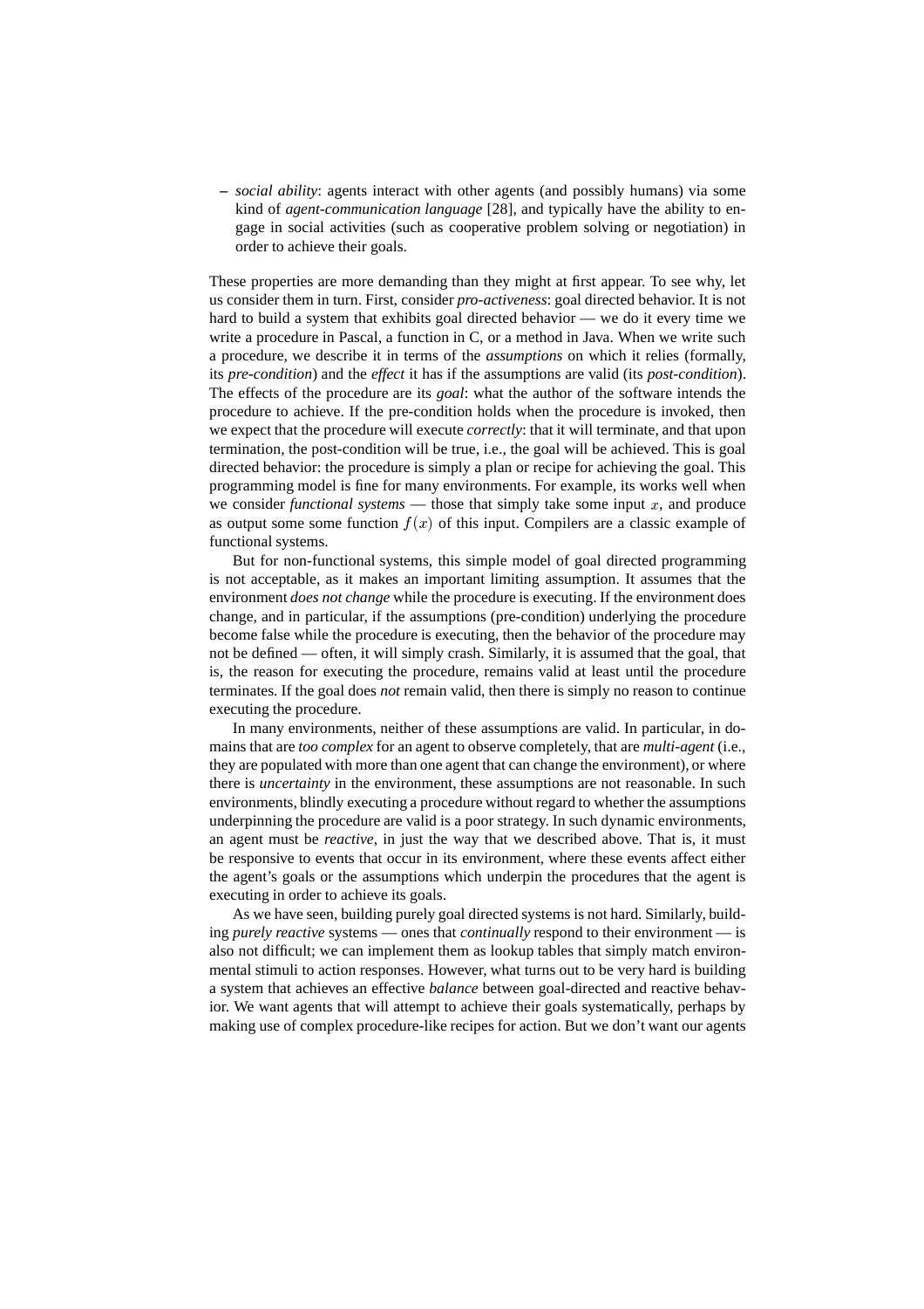– *social ability*: agents interact with other agents (and possibly humans) via some kind of *agent-communication language* [28], and typically have the ability to engage in social activities (such as cooperative problem solving or negotiation) in order to achieve their goals.

These properties are more demanding than they might at first appear. To see why, let us consider them in turn. First, consider *pro-activeness*: goal directed behavior. It is not hard to build a system that exhibits goal directed behavior — we do it every time we write a procedure in Pascal, a function in C, or a method in Java. When we write such a procedure, we describe it in terms of the *assumptions* on which it relies (formally, its *pre-condition*) and the *effect* it has if the assumptions are valid (its *post-condition*). The effects of the procedure are its *goal*: what the author of the software intends the procedure to achieve. If the pre-condition holds when the procedure is invoked, then we expect that the procedure will execute *correctly*: that it will terminate, and that upon termination, the post-condition will be true, i.e., the goal will be achieved. This is goal directed behavior: the procedure is simply a plan or recipe for achieving the goal. This programming model is fine for many environments. For example, its works well when we consider *functional systems* — those that simply take some input $x$, and produce as output some some function $f(x)$ of this input. Compilers are a classic example of functional systems.

But for non-functional systems, this simple model of goal directed programming is not acceptable, as it makes an important limiting assumption. It assumes that the environment *does not change* while the procedure is executing. If the environment does change, and in particular, if the assumptions (pre-condition) underlying the procedure become false while the procedure is executing, then the behavior of the procedure may not be defined — often, it will simply crash. Similarly, it is assumed that the goal, that is, the reason for executing the procedure, remains valid at least until the procedure terminates. If the goal does *not* remain valid, then there is simply no reason to continue executing the procedure.

In many environments, neither of these assumptions are valid. In particular, in domains that are *too complex* for an agent to observe completely, that are *multi-agent* (i.e., they are populated with more than one agent that can change the environment), or where there is *uncertainty* in the environment, these assumptions are not reasonable. In such environments, blindly executing a procedure without regard to whether the assumptions underpinning the procedure are valid is a poor strategy. In such dynamic environments, an agent must be *reactive*, in just the way that we described above. That is, it must be responsive to events that occur in its environment, where these events affect either the agent's goals or the assumptions which underpin the procedures that the agent is executing in order to achieve its goals.

As we have seen, building purely goal directed systems is not hard. Similarly, building *purely reactive* systems — ones that *continually* respond to their environment — is also not difficult; we can implement them as lookup tables that simply match environmental stimuli to action responses. However, what turns out to be very hard is building a system that achieves an effective *balance* between goal-directed and reactive behavior. We want agents that will attempt to achieve their goals systematically, perhaps by making use of complex procedure-like recipes for action. But we don't want our agents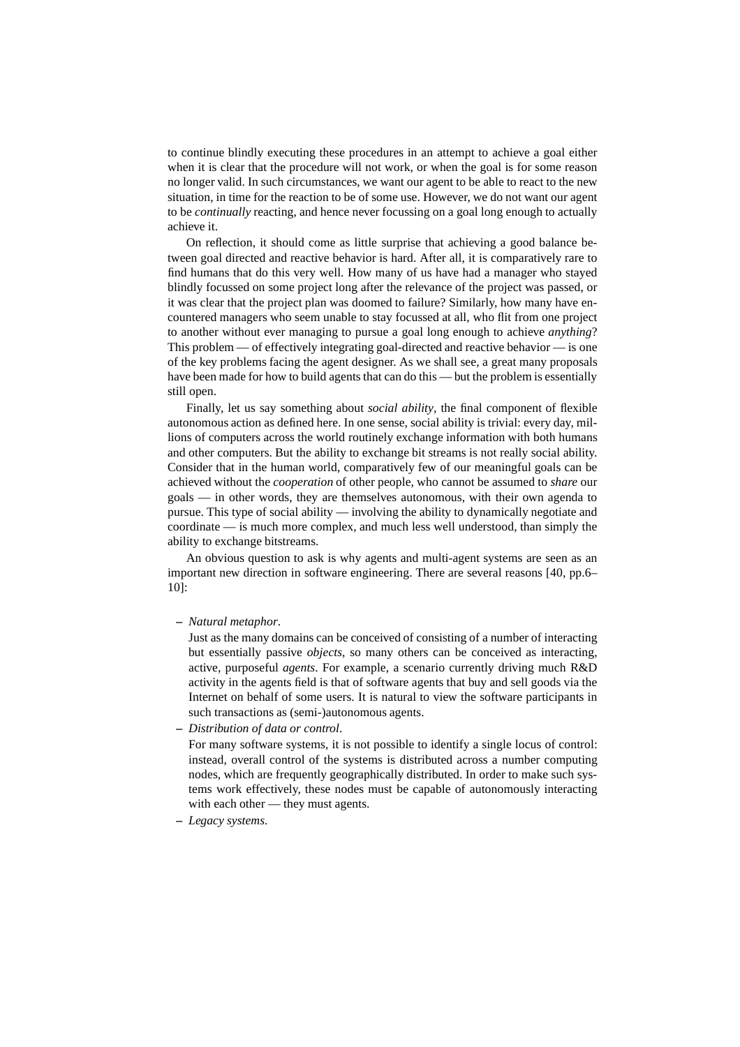to continue blindly executing these procedures in an attempt to achieve a goal either when it is clear that the procedure will not work, or when the goal is for some reason no longer valid. In such circumstances, we want our agent to be able to react to the new situation, in time for the reaction to be of some use. However, we do not want our agent to be *continually* reacting, and hence never focussing on a goal long enough to actually achieve it.

On reflection, it should come as little surprise that achieving a good balance between goal directed and reactive behavior is hard. After all, it is comparatively rare to find humans that do this very well. How many of us have had a manager who stayed blindly focussed on some project long after the relevance of the project was passed, or it was clear that the project plan was doomed to failure? Similarly, how many have encountered managers who seem unable to stay focussed at all, who flit from one project to another without ever managing to pursue a goal long enough to achieve *anything*? This problem — of effectively integrating goal-directed and reactive behavior — is one of the key problems facing the agent designer. As we shall see, a great many proposals have been made for how to build agents that can do this — but the problem is essentially still open.

Finally, let us say something about *social ability*, the final component of flexible autonomous action as defined here. In one sense, social ability is trivial: every day, millions of computers across the world routinely exchange information with both humans and other computers. But the ability to exchange bit streams is not really social ability. Consider that in the human world, comparatively few of our meaningful goals can be achieved without the *cooperation* of other people, who cannot be assumed to *share* our goals — in other words, they are themselves autonomous, with their own agenda to pursue. This type of social ability — involving the ability to dynamically negotiate and coordinate — is much more complex, and much less well understood, than simply the ability to exchange bitstreams.

An obvious question to ask is why agents and multi-agent systems are seen as an important new direction in software engineering. There are several reasons [40, pp.6–10]:

- *Natural metaphor*.
  Just as the many domains can be conceived of consisting of a number of interacting but essentially passive *objects*, so many others can be conceived as interacting, active, purposeful *agents*. For example, a scenario currently driving much R&D activity in the agents field is that of software agents that buy and sell goods via the Internet on behalf of some users. It is natural to view the software participants in such transactions as (semi-)autonomous agents.
- *Distribution of data or control*.
  For many software systems, it is not possible to identify a single locus of control: instead, overall control of the systems is distributed across a number computing nodes, which are frequently geographically distributed. In order to make such systems work effectively, these nodes must be capable of autonomously interacting with each other — they must agents.
- *Legacy systems*.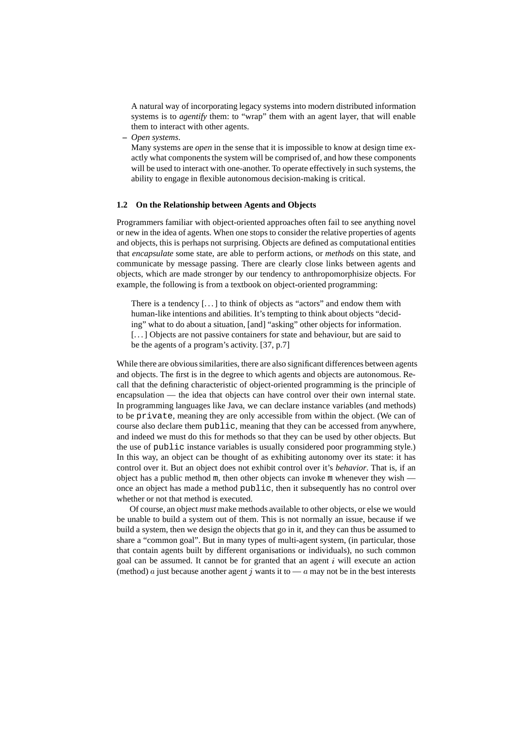A natural way of incorporating legacy systems into modern distributed information systems is to *agentify* them: to "wrap" them with an agent layer, that will enable them to interact with other agents.

– *Open systems*.
  Many systems are *open* in the sense that it is impossible to know at design time exactly what components the system will be comprised of, and how these components will be used to interact with one-another. To operate effectively in such systems, the ability to engage in flexible autonomous decision-making is critical.

### 1.2 On the Relationship between Agents and Objects

Programmers familiar with object-oriented approaches often fail to see anything novel or new in the idea of agents. When one stops to consider the relative properties of agents and objects, this is perhaps not surprising. Objects are defined as computational entities that *encapsulate* some state, are able to perform actions, or *methods* on this state, and communicate by message passing. There are clearly close links between agents and objects, which are made stronger by our tendency to anthropomorphisize objects. For example, the following is from a textbook on object-oriented programming:

> There is a tendency [...] to think of objects as "actors" and endow them with human-like intentions and abilities. It's tempting to think about objects "deciding" what to do about a situation, [and] "asking" other objects for information. [...] Objects are not passive containers for state and behaviour, but are said to be the agents of a program's activity. [37, p.7]

While there are obvious similarities, there are also significant differences between agents and objects. The first is in the degree to which agents and objects are autonomous. Recall that the defining characteristic of object-oriented programming is the principle of encapsulation — the idea that objects can have control over their own internal state. In programming languages like Java, we can declare instance variables (and methods) to be `private`, meaning they are only accessible from within the object. (We can of course also declare them `public`, meaning that they can be accessed from anywhere, and indeed we must do this for methods so that they can be used by other objects. But the use of `public` instance variables is usually considered poor programming style.) In this way, an object can be thought of as exhibiting autonomy over its state: it has control over it. But an object does not exhibit control over it's *behavior*. That is, if an object has a public method `m`, then other objects can invoke `m` whenever they wish — once an object has made a method `public`, then it subsequently has no control over whether or not that method is executed.

Of course, an object *must* make methods available to other objects, or else we would be unable to build a system out of them. This is not normally an issue, because if we build a system, then we design the objects that go in it, and they can thus be assumed to share a "common goal". But in many types of multi-agent system, (in particular, those that contain agents built by different organisations or individuals), no such common goal can be assumed. It cannot be for granted that an agent $i$ will execute an action (method) $a$ just because another agent $j$ wants it to — $a$ may not be in the best interests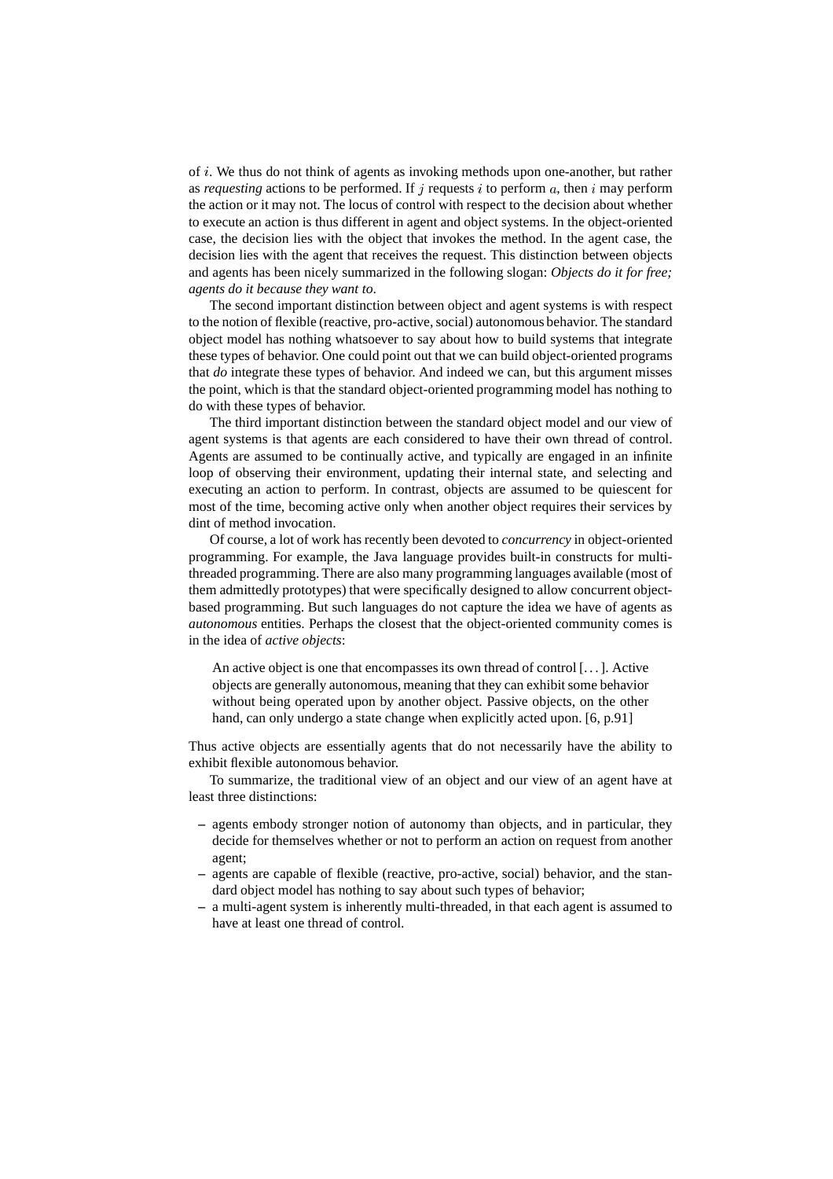of $i$. We thus do not think of agents as invoking methods upon one-another, but rather as *requesting* actions to be performed. If $j$ requests $i$ to perform $a$, then $i$ may perform the action or it may not. The locus of control with respect to the decision about whether to execute an action is thus different in agent and object systems. In the object-oriented case, the decision lies with the object that invokes the method. In the agent case, the decision lies with the agent that receives the request. This distinction between objects and agents has been nicely summarized in the following slogan: *Objects do it for free; agents do it because they want to.*

The second important distinction between object and agent systems is with respect to the notion of flexible (reactive, pro-active, social) autonomous behavior. The standard object model has nothing whatsoever to say about how to build systems that integrate these types of behavior. One could point out that we can build object-oriented programs that *do* integrate these types of behavior. And indeed we can, but this argument misses the point, which is that the standard object-oriented programming model has nothing to do with these types of behavior.

The third important distinction between the standard object model and our view of agent systems is that agents are each considered to have their own thread of control. Agents are assumed to be continually active, and typically are engaged in an infinite loop of observing their environment, updating their internal state, and selecting and executing an action to perform. In contrast, objects are assumed to be quiescent for most of the time, becoming active only when another object requires their services by dint of method invocation.

Of course, a lot of work has recently been devoted to *concurrency* in object-oriented programming. For example, the Java language provides built-in constructs for multi-threaded programming. There are also many programming languages available (most of them admittedly prototypes) that were specifically designed to allow concurrent object-based programming. But such languages do not capture the idea we have of agents as *autonomous* entities. Perhaps the closest that the object-oriented community comes is in the idea of *active objects*:

> An active object is one that encompasses its own thread of control [...]. Active objects are generally autonomous, meaning that they can exhibit some behavior without being operated upon by another object. Passive objects, on the other hand, can only undergo a state change when explicitly acted upon. [6, p.91]

Thus active objects are essentially agents that do not necessarily have the ability to exhibit flexible autonomous behavior.

To summarize, the traditional view of an object and our view of an agent have at least three distinctions:

- agents embody stronger notion of autonomy than objects, and in particular, they decide for themselves whether or not to perform an action on request from another agent;
- agents are capable of flexible (reactive, pro-active, social) behavior, and the standard object model has nothing to say about such types of behavior;
- a multi-agent system is inherently multi-threaded, in that each agent is assumed to have at least one thread of control.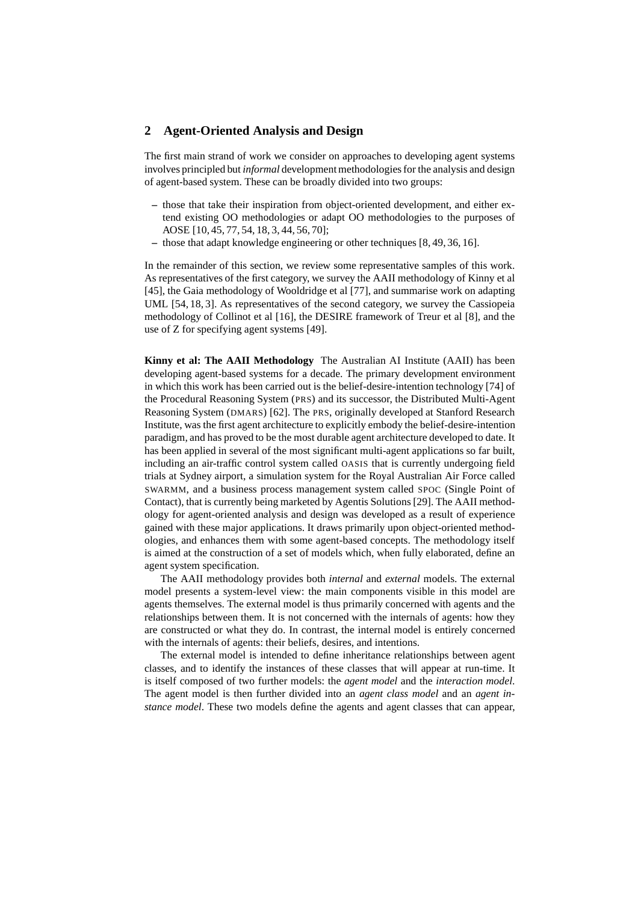## 2 Agent-Oriented Analysis and Design

The first main strand of work we consider on approaches to developing agent systems involves principled but *informal* development methodologies for the analysis and design of agent-based system. These can be broadly divided into two groups:

- those that take their inspiration from object-oriented development, and either extend existing OO methodologies or adapt OO methodologies to the purposes of AOSE [10, 45, 77, 54, 18, 3, 44, 56, 70];
- those that adapt knowledge engineering or other techniques [8, 49, 36, 16].

In the remainder of this section, we review some representative samples of this work. As representatives of the first category, we survey the AAII methodology of Kinny et al [45], the Gaia methodology of Wooldridge et al [77], and summarise work on adapting UML [54, 18, 3]. As representatives of the second category, we survey the Cassiopeia methodology of Collinot et al [16], the DESIRE framework of Treur et al [8], and the use of Z for specifying agent systems [49].

**Kinny et al: The AAII Methodology** The Australian AI Institute (AAII) has been developing agent-based systems for a decade. The primary development environment in which this work has been carried out is the belief-desire-intention technology [74] of the Procedural Reasoning System (PRS) and its successor, the Distributed Multi-Agent Reasoning System (DMARS) [62]. The PRS, originally developed at Stanford Research Institute, was the first agent architecture to explicitly embody the belief-desire-intention paradigm, and has proved to be the most durable agent architecture developed to date. It has been applied in several of the most significant multi-agent applications so far built, including an air-traffic control system called OASIS that is currently undergoing field trials at Sydney airport, a simulation system for the Royal Australian Air Force called SWARMM, and a business process management system called SPOC (Single Point of Contact), that is currently being marketed by Agentis Solutions [29]. The AAII methodology for agent-oriented analysis and design was developed as a result of experience gained with these major applications. It draws primarily upon object-oriented methodologies, and enhances them with some agent-based concepts. The methodology itself is aimed at the construction of a set of models which, when fully elaborated, define an agent system specification.

The AAII methodology provides both *internal* and *external* models. The external model presents a system-level view: the main components visible in this model are agents themselves. The external model is thus primarily concerned with agents and the relationships between them. It is not concerned with the internals of agents: how they are constructed or what they do. In contrast, the internal model is entirely concerned with the internals of agents: their beliefs, desires, and intentions.

The external model is intended to define inheritance relationships between agent classes, and to identify the instances of these classes that will appear at run-time. It is itself composed of two further models: the *agent model* and the *interaction model*. The agent model is then further divided into an *agent class model* and an *agent instance model*. These two models define the agents and agent classes that can appear,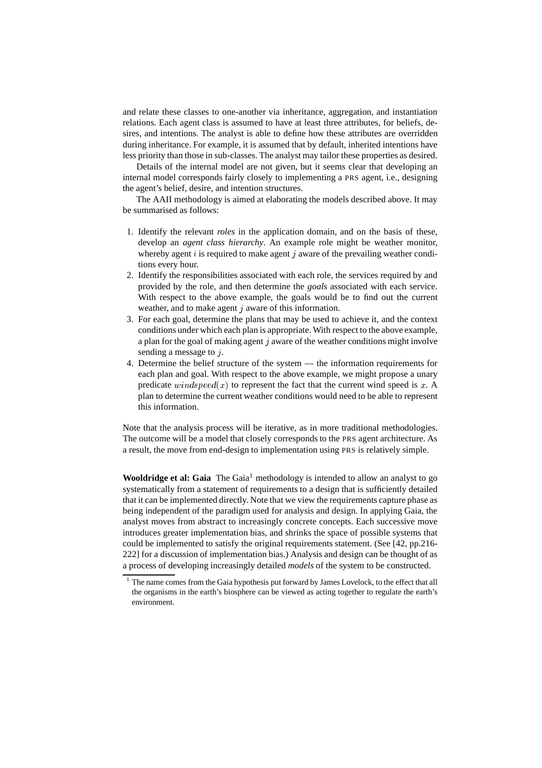and relate these classes to one-another via inheritance, aggregation, and instantiation relations. Each agent class is assumed to have at least three attributes, for beliefs, desires, and intentions. The analyst is able to define how these attributes are overridden during inheritance. For example, it is assumed that by default, inherited intentions have less priority than those in sub-classes. The analyst may tailor these properties as desired.

Details of the internal model are not given, but it seems clear that developing an internal model corresponds fairly closely to implementing a PRS agent, i.e., designing the agent's belief, desire, and intention structures.

The AAII methodology is aimed at elaborating the models described above. It may be summarised as follows:

1. Identify the relevant *roles* in the application domain, and on the basis of these, develop an *agent class hierarchy*. An example role might be weather monitor, whereby agent $i$ is required to make agent $j$ aware of the prevailing weather conditions every hour.
2. Identify the responsibilities associated with each role, the services required by and provided by the role, and then determine the *goals* associated with each service. With respect to the above example, the goals would be to find out the current weather, and to make agent $j$ aware of this information.
3. For each goal, determine the plans that may be used to achieve it, and the context conditions under which each plan is appropriate. With respect to the above example, a plan for the goal of making agent $j$ aware of the weather conditions might involve sending a message to $j$.
4. Determine the belief structure of the system — the information requirements for each plan and goal. With respect to the above example, we might propose a unary predicate $windspeed(x)$ to represent the fact that the current wind speed is $x$. A plan to determine the current weather conditions would need to be able to represent this information.

Note that the analysis process will be iterative, as in more traditional methodologies. The outcome will be a model that closely corresponds to the PRS agent architecture. As a result, the move from end-design to implementation using PRS is relatively simple.

**Wooldridge et al: Gaia** The Gaia[1] methodology is intended to allow an analyst to go systematically from a statement of requirements to a design that is sufficiently detailed that it can be implemented directly. Note that we view the requirements capture phase as being independent of the paradigm used for analysis and design. In applying Gaia, the analyst moves from abstract to increasingly concrete concepts. Each successive move introduces greater implementation bias, and shrinks the space of possible systems that could be implemented to satisfy the original requirements statement. (See [42, pp.216-222] for a discussion of implementation bias.) Analysis and design can be thought of as a process of developing increasingly detailed *models* of the system to be constructed.

[1] The name comes from the Gaia hypothesis put forward by James Lovelock, to the effect that all the organisms in the earth's biosphere can be viewed as acting together to regulate the earth's environment.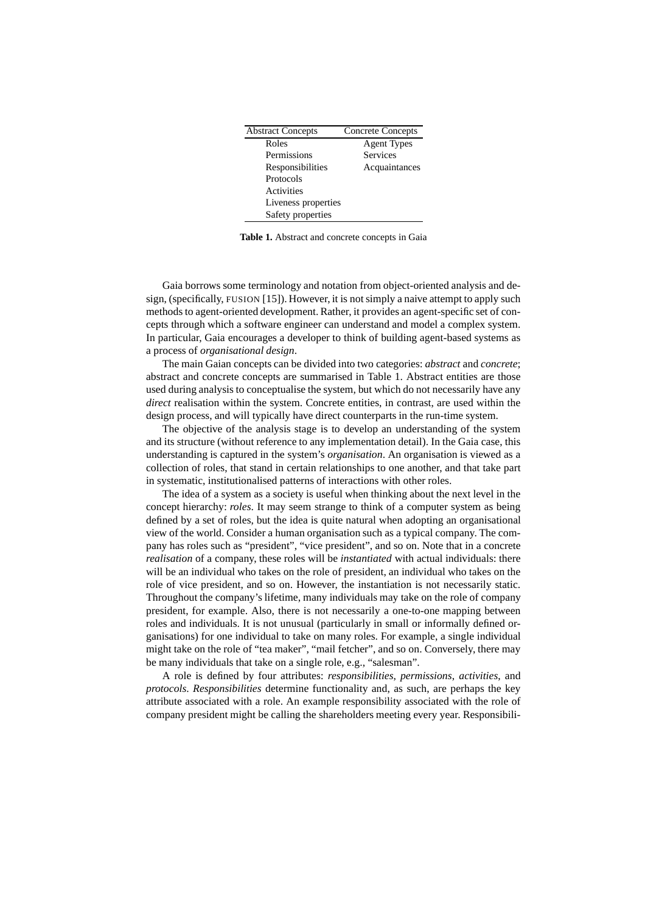| Abstract Concepts | Concrete Concepts |
| --- | --- |
| Roles | Agent Types |
| Permissions | Services |
| Responsibilities | Acquaintances |
| Protocols | |
| Activities | |
| Liveness properties | |
| Safety properties | |

**Table 1.** Abstract and concrete concepts in Gaia

Gaia borrows some terminology and notation from object-oriented analysis and design, (specifically, FUSION [15]). However, it is not simply a naive attempt to apply such methods to agent-oriented development. Rather, it provides an agent-specific set of concepts through which a software engineer can understand and model a complex system. In particular, Gaia encourages a developer to think of building agent-based systems as a process of *organisational design*.

The main Gaian concepts can be divided into two categories: *abstract* and *concrete*; abstract and concrete concepts are summarised in Table 1. Abstract entities are those used during analysis to conceptualise the system, but which do not necessarily have any *direct* realisation within the system. Concrete entities, in contrast, are used within the design process, and will typically have direct counterparts in the run-time system.

The objective of the analysis stage is to develop an understanding of the system and its structure (without reference to any implementation detail). In the Gaia case, this understanding is captured in the system's *organisation*. An organisation is viewed as a collection of roles, that stand in certain relationships to one another, and that take part in systematic, institutionalised patterns of interactions with other roles.

The idea of a system as a society is useful when thinking about the next level in the concept hierarchy: *roles*. It may seem strange to think of a computer system as being defined by a set of roles, but the idea is quite natural when adopting an organisational view of the world. Consider a human organisation such as a typical company. The company has roles such as "president", "vice president", and so on. Note that in a concrete *realisation* of a company, these roles will be *instantiated* with actual individuals: there will be an individual who takes on the role of president, an individual who takes on the role of vice president, and so on. However, the instantiation is not necessarily static. Throughout the company's lifetime, many individuals may take on the role of company president, for example. Also, there is not necessarily a one-to-one mapping between roles and individuals. It is not unusual (particularly in small or informally defined organisations) for one individual to take on many roles. For example, a single individual might take on the role of "tea maker", "mail fetcher", and so on. Conversely, there may be many individuals that take on a single role, e.g., "salesman".

A role is defined by four attributes: *responsibilities*, *permissions*, *activities*, and *protocols*. *Responsibilities* determine functionality and, as such, are perhaps the key attribute associated with a role. An example responsibility associated with the role of company president might be calling the shareholders meeting every year. Responsibili-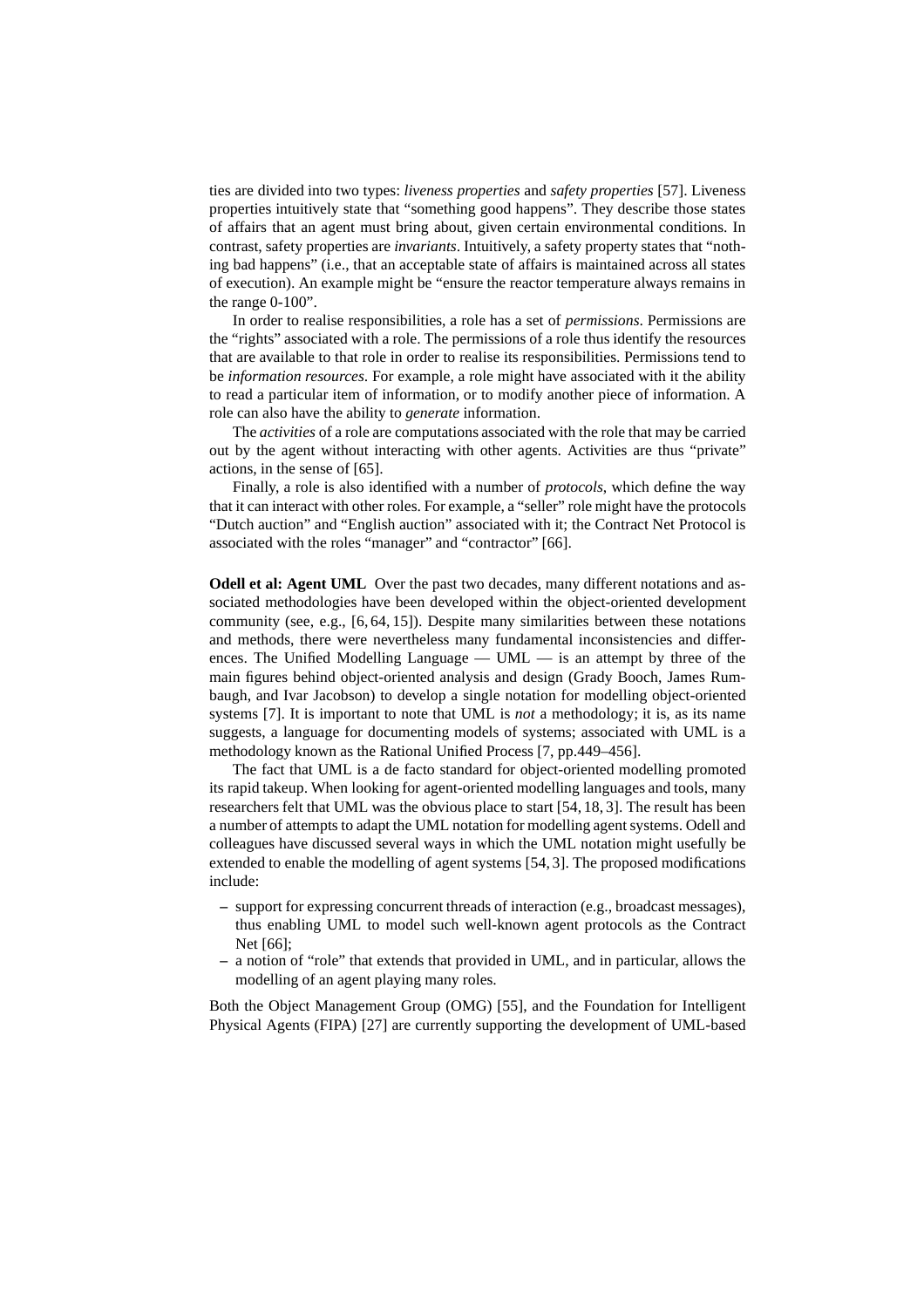ties are divided into two types: *liveness properties* and *safety properties* [57]. Liveness properties intuitively state that "something good happens". They describe those states of affairs that an agent must bring about, given certain environmental conditions. In contrast, safety properties are *invariants*. Intuitively, a safety property states that "nothing bad happens" (i.e., that an acceptable state of affairs is maintained across all states of execution). An example might be "ensure the reactor temperature always remains in the range 0-100".

In order to realise responsibilities, a role has a set of *permissions*. Permissions are the "rights" associated with a role. The permissions of a role thus identify the resources that are available to that role in order to realise its responsibilities. Permissions tend to be *information resources*. For example, a role might have associated with it the ability to read a particular item of information, or to modify another piece of information. A role can also have the ability to *generate* information.

The *activities* of a role are computations associated with the role that may be carried out by the agent without interacting with other agents. Activities are thus "private" actions, in the sense of [65].

Finally, a role is also identified with a number of *protocols*, which define the way that it can interact with other roles. For example, a "seller" role might have the protocols "Dutch auction" and "English auction" associated with it; the Contract Net Protocol is associated with the roles "manager" and "contractor" [66].

**Odell et al: Agent UML** Over the past two decades, many different notations and associated methodologies have been developed within the object-oriented development community (see, e.g., [6, 64, 15]). Despite many similarities between these notations and methods, there were nevertheless many fundamental inconsistencies and differences. The Unified Modelling Language — UML — is an attempt by three of the main figures behind object-oriented analysis and design (Grady Booch, James Rumbaugh, and Ivar Jacobson) to develop a single notation for modelling object-oriented systems [7]. It is important to note that UML is *not* a methodology; it is, as its name suggests, a language for documenting models of systems; associated with UML is a methodology known as the Rational Unified Process [7, pp.449–456].

The fact that UML is a de facto standard for object-oriented modelling promoted its rapid takeup. When looking for agent-oriented modelling languages and tools, many researchers felt that UML was the obvious place to start [54, 18, 3]. The result has been a number of attempts to adapt the UML notation for modelling agent systems. Odell and colleagues have discussed several ways in which the UML notation might usefully be extended to enable the modelling of agent systems [54, 3]. The proposed modifications include:

- support for expressing concurrent threads of interaction (e.g., broadcast messages), thus enabling UML to model such well-known agent protocols as the Contract Net [66];
- a notion of "role" that extends that provided in UML, and in particular, allows the modelling of an agent playing many roles.

Both the Object Management Group (OMG) [55], and the Foundation for Intelligent Physical Agents (FIPA) [27] are currently supporting the development of UML-based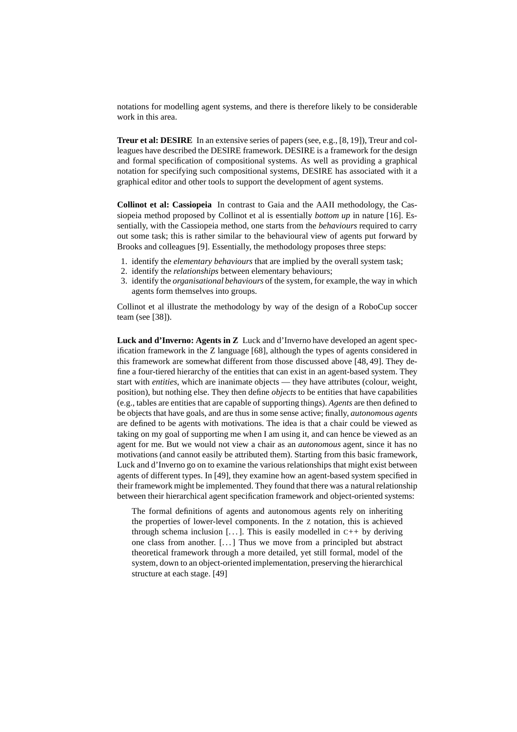notations for modelling agent systems, and there is therefore likely to be considerable work in this area.

**Treur et al: DESIRE** In an extensive series of papers (see, e.g., [8, 19]), Treur and colleagues have described the DESIRE framework. DESIRE is a framework for the design and formal specification of compositional systems. As well as providing a graphical notation for specifying such compositional systems, DESIRE has associated with it a graphical editor and other tools to support the development of agent systems.

**Collinot et al: Cassiopeia** In contrast to Gaia and the AAII methodology, the Cassiopeia method proposed by Collinot et al is essentially *bottom up* in nature [16]. Essentially, with the Cassiopeia method, one starts from the *behaviours* required to carry out some task; this is rather similar to the behavioural view of agents put forward by Brooks and colleagues [9]. Essentially, the methodology proposes three steps:

1. identify the *elementary behaviours* that are implied by the overall system task;
2. identify the *relationships* between elementary behaviours;
3. identify the *organisational behaviours* of the system, for example, the way in which agents form themselves into groups.

Collinot et al illustrate the methodology by way of the design of a RoboCup soccer team (see [38]).

**Luck and d'Inverno: Agents in Z** Luck and d'Inverno have developed an agent specification framework in the Z language [68], although the types of agents considered in this framework are somewhat different from those discussed above [48, 49]. They define a four-tiered hierarchy of the entities that can exist in an agent-based system. They start with *entities*, which are inanimate objects — they have attributes (colour, weight, position), but nothing else. They then define *objects* to be entities that have capabilities (e.g., tables are entities that are capable of supporting things). *Agents* are then defined to be objects that have goals, and are thus in some sense active; finally, *autonomous agents* are defined to be agents with motivations. The idea is that a chair could be viewed as taking on my goal of supporting me when I am using it, and can hence be viewed as an agent for me. But we would not view a chair as an *autonomous* agent, since it has no motivations (and cannot easily be attributed them). Starting from this basic framework, Luck and d'Inverno go on to examine the various relationships that might exist between agents of different types. In [49], they examine how an agent-based system specified in their framework might be implemented. They found that there was a natural relationship between their hierarchical agent specification framework and object-oriented systems:

> The formal definitions of agents and autonomous agents rely on inheriting the properties of lower-level components. In the Z notation, this is achieved through schema inclusion [...]. This is easily modelled in C++ by deriving one class from another. [...] Thus we move from a principled but abstract theoretical framework through a more detailed, yet still formal, model of the system, down to an object-oriented implementation, preserving the hierarchical structure at each stage. [49]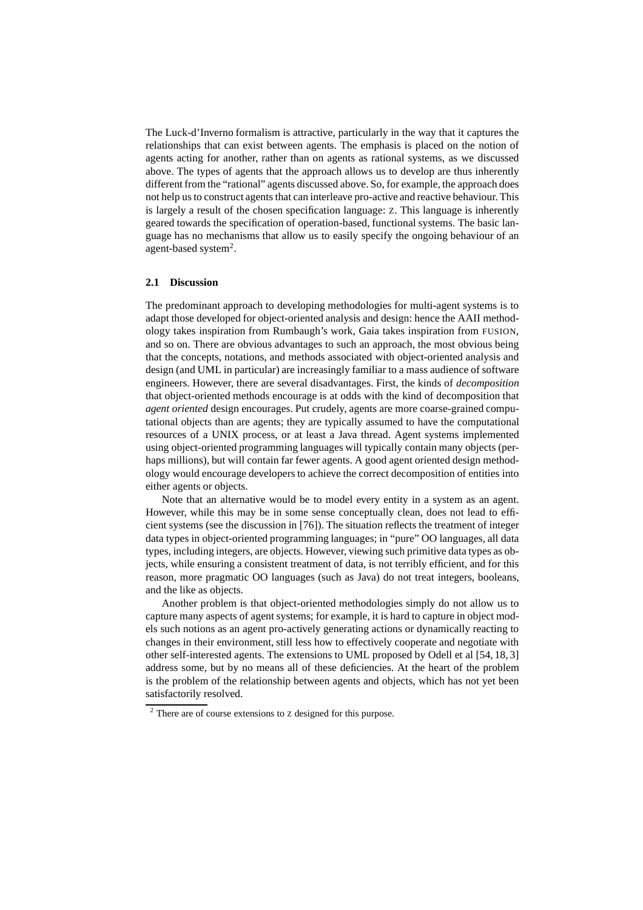The Luck-d'Inverno formalism is attractive, particularly in the way that it captures the relationships that can exist between agents. The emphasis is placed on the notion of agents acting for another, rather than on agents as rational systems, as we discussed above. The types of agents that the approach allows us to develop are thus inherently different from the "rational" agents discussed above. So, for example, the approach does not help us to construct agents that can interleave pro-active and reactive behaviour. This is largely a result of the chosen specification language: Z. This language is inherently geared towards the specification of operation-based, functional systems. The basic language has no mechanisms that allow us to easily specify the ongoing behaviour of an agent-based system[2].

### 2.1 Discussion

The predominant approach to developing methodologies for multi-agent systems is to adapt those developed for object-oriented analysis and design: hence the AAII methodology takes inspiration from Rumbaugh's work, Gaia takes inspiration from FUSION, and so on. There are obvious advantages to such an approach, the most obvious being that the concepts, notations, and methods associated with object-oriented analysis and design (and UML in particular) are increasingly familiar to a mass audience of software engineers. However, there are several disadvantages. First, the kinds of *decomposition* that object-oriented methods encourage is at odds with the kind of decomposition that *agent oriented* design encourages. Put crudely, agents are more coarse-grained computational objects than are agents; they are typically assumed to have the computational resources of a UNIX process, or at least a Java thread. Agent systems implemented using object-oriented programming languages will typically contain many objects (perhaps millions), but will contain far fewer agents. A good agent oriented design methodology would encourage developers to achieve the correct decomposition of entities into either agents or objects.

Note that an alternative would be to model every entity in a system as an agent. However, while this may be in some sense conceptually clean, does not lead to efficient systems (see the discussion in [76]). The situation reflects the treatment of integer data types in object-oriented programming languages; in "pure" OO languages, all data types, including integers, are objects. However, viewing such primitive data types as objects, while ensuring a consistent treatment of data, is not terribly efficient, and for this reason, more pragmatic OO languages (such as Java) do not treat integers, booleans, and the like as objects.

Another problem is that object-oriented methodologies simply do not allow us to capture many aspects of agent systems; for example, it is hard to capture in object models such notions as an agent pro-actively generating actions or dynamically reacting to changes in their environment, still less how to effectively cooperate and negotiate with other self-interested agents. The extensions to UML proposed by Odell et al [54, 18, 3] address some, but by no means all of these deficiencies. At the heart of the problem is the problem of the relationship between agents and objects, which has not yet been satisfactorily resolved.

[2] There are of course extensions to Z designed for this purpose.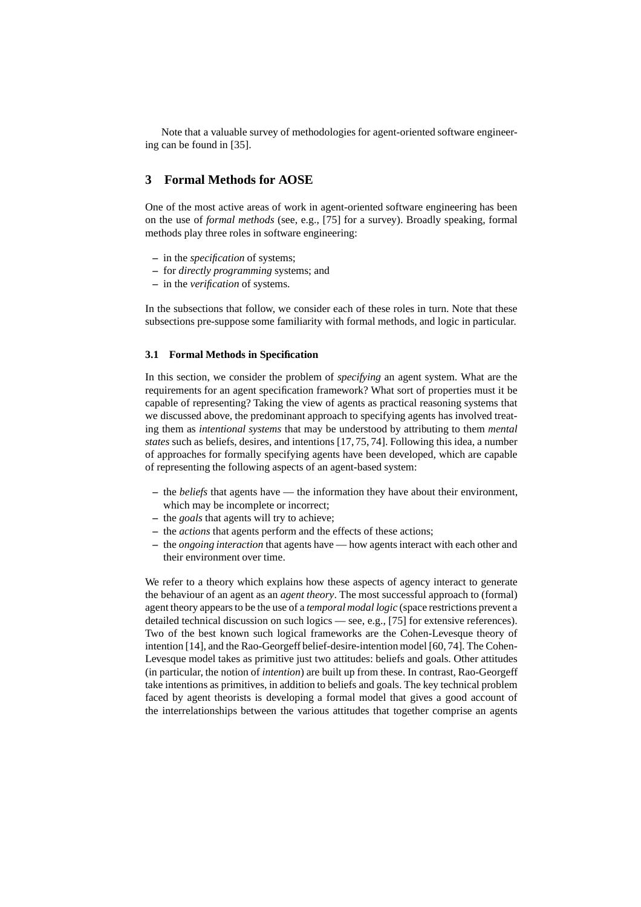Note that a valuable survey of methodologies for agent-oriented software engineering can be found in [35].

## 3 Formal Methods for AOSE

One of the most active areas of work in agent-oriented software engineering has been on the use of *formal methods* (see, e.g., [75] for a survey). Broadly speaking, formal methods play three roles in software engineering:

- in the *specification* of systems;
- for *directly programming* systems; and
- in the *verification* of systems.

In the subsections that follow, we consider each of these roles in turn. Note that these subsections pre-suppose some familiarity with formal methods, and logic in particular.

### 3.1 Formal Methods in Specification

In this section, we consider the problem of *specifying* an agent system. What are the requirements for an agent specification framework? What sort of properties must it be capable of representing? Taking the view of agents as practical reasoning systems that we discussed above, the predominant approach to specifying agents has involved treating them as *intentional systems* that may be understood by attributing to them *mental states* such as beliefs, desires, and intentions [17, 75, 74]. Following this idea, a number of approaches for formally specifying agents have been developed, which are capable of representing the following aspects of an agent-based system:

- the *beliefs* that agents have — the information they have about their environment, which may be incomplete or incorrect;
- the *goals* that agents will try to achieve;
- the *actions* that agents perform and the effects of these actions;
- the *ongoing interaction* that agents have — how agents interact with each other and their environment over time.

We refer to a theory which explains how these aspects of agency interact to generate the behaviour of an agent as an *agent theory*. The most successful approach to (formal) agent theory appears to be the use of a *temporal modal logic* (space restrictions prevent a detailed technical discussion on such logics — see, e.g., [75] for extensive references). Two of the best known such logical frameworks are the Cohen-Levesque theory of intention [14], and the Rao-Georgeff belief-desire-intention model [60, 74]. The Cohen-Levesque model takes as primitive just two attitudes: beliefs and goals. Other attitudes (in particular, the notion of *intention*) are built up from these. In contrast, Rao-Georgeff take intentions as primitives, in addition to beliefs and goals. The key technical problem faced by agent theorists is developing a formal model that gives a good account of the interrelationships between the various attitudes that together comprise an agents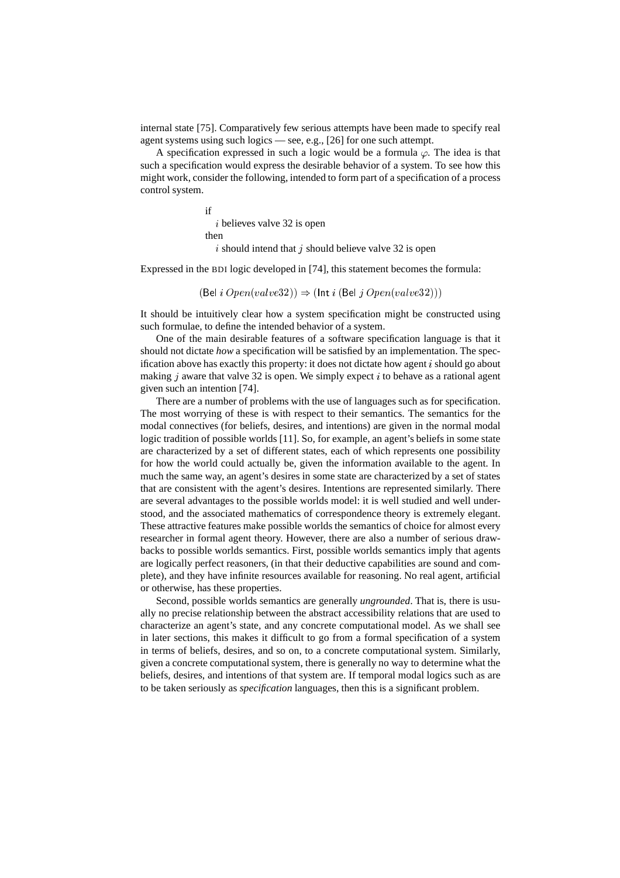internal state [75]. Comparatively few serious attempts have been made to specify real agent systems using such logics — see, e.g., [26] for one such attempt.

A specification expressed in such a logic would be a formula $\varphi$. The idea is that such a specification would express the desirable behavior of a system. To see how this might work, consider the following, intended to form part of a specification of a process control system.

> if
> $i$ believes valve 32 is open
> then
> $i$ should intend that $j$ should believe valve 32 is open

Expressed in the BDI logic developed in [74], this statement becomes the formula:

$$(\mathsf{Bel}\ i\ Open(valve32)) \Rightarrow (\mathsf{Int}\ i\ (\mathsf{Bel}\ j\ Open(valve32)))$$

It should be intuitively clear how a system specification might be constructed using such formulae, to define the intended behavior of a system.

One of the main desirable features of a software specification language is that it should not dictate *how* a specification will be satisfied by an implementation. The specification above has exactly this property: it does not dictate how agent $i$ should go about making $j$ aware that valve 32 is open. We simply expect $i$ to behave as a rational agent given such an intention [74].

There are a number of problems with the use of languages such as for specification. The most worrying of these is with respect to their semantics. The semantics for the modal connectives (for beliefs, desires, and intentions) are given in the normal modal logic tradition of possible worlds [11]. So, for example, an agent's beliefs in some state are characterized by a set of different states, each of which represents one possibility for how the world could actually be, given the information available to the agent. In much the same way, an agent's desires in some state are characterized by a set of states that are consistent with the agent's desires. Intentions are represented similarly. There are several advantages to the possible worlds model: it is well studied and well understood, and the associated mathematics of correspondence theory is extremely elegant. These attractive features make possible worlds the semantics of choice for almost every researcher in formal agent theory. However, there are also a number of serious drawbacks to possible worlds semantics. First, possible worlds semantics imply that agents are logically perfect reasoners, (in that their deductive capabilities are sound and complete), and they have infinite resources available for reasoning. No real agent, artificial or otherwise, has these properties.

Second, possible worlds semantics are generally *ungrounded*. That is, there is usually no precise relationship between the abstract accessibility relations that are used to characterize an agent's state, and any concrete computational model. As we shall see in later sections, this makes it difficult to go from a formal specification of a system in terms of beliefs, desires, and so on, to a concrete computational system. Similarly, given a concrete computational system, there is generally no way to determine what the beliefs, desires, and intentions of that system are. If temporal modal logics such as are to be taken seriously as *specification* languages, then this is a significant problem.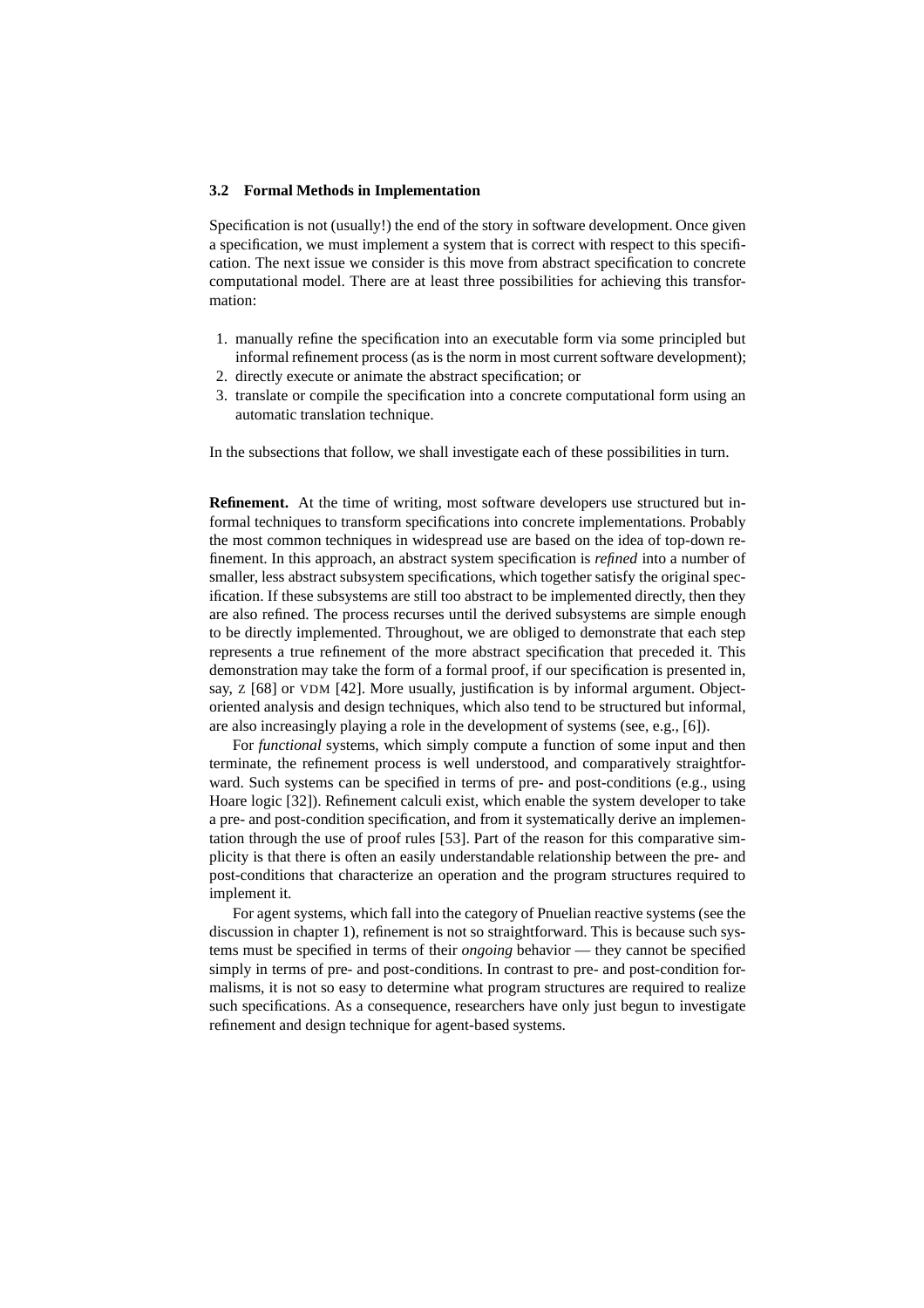### 3.2 Formal Methods in Implementation

Specification is not (usually!) the end of the story in software development. Once given a specification, we must implement a system that is correct with respect to this specification. The next issue we consider is this move from abstract specification to concrete computational model. There are at least three possibilities for achieving this transformation:

1. manually refine the specification into an executable form via some principled but informal refinement process (as is the norm in most current software development);
2. directly execute or animate the abstract specification; or
3. translate or compile the specification into a concrete computational form using an automatic translation technique.

In the subsections that follow, we shall investigate each of these possibilities in turn.

**Refinement.** At the time of writing, most software developers use structured but informal techniques to transform specifications into concrete implementations. Probably the most common techniques in widespread use are based on the idea of top-down refinement. In this approach, an abstract system specification is *refined* into a number of smaller, less abstract subsystem specifications, which together satisfy the original specification. If these subsystems are still too abstract to be implemented directly, then they are also refined. The process recurses until the derived subsystems are simple enough to be directly implemented. Throughout, we are obliged to demonstrate that each step represents a true refinement of the more abstract specification that preceded it. This demonstration may take the form of a formal proof, if our specification is presented in, say, Z [68] or VDM [42]. More usually, justification is by informal argument. Object-oriented analysis and design techniques, which also tend to be structured but informal, are also increasingly playing a role in the development of systems (see, e.g., [6]).

For *functional* systems, which simply compute a function of some input and then terminate, the refinement process is well understood, and comparatively straightforward. Such systems can be specified in terms of pre- and post-conditions (e.g., using Hoare logic [32]). Refinement calculi exist, which enable the system developer to take a pre- and post-condition specification, and from it systematically derive an implementation through the use of proof rules [53]. Part of the reason for this comparative simplicity is that there is often an easily understandable relationship between the pre- and post-conditions that characterize an operation and the program structures required to implement it.

For agent systems, which fall into the category of Pnuelian reactive systems (see the discussion in chapter 1), refinement is not so straightforward. This is because such systems must be specified in terms of their *ongoing* behavior — they cannot be specified simply in terms of pre- and post-conditions. In contrast to pre- and post-condition formalisms, it is not so easy to determine what program structures are required to realize such specifications. As a consequence, researchers have only just begun to investigate refinement and design technique for agent-based systems.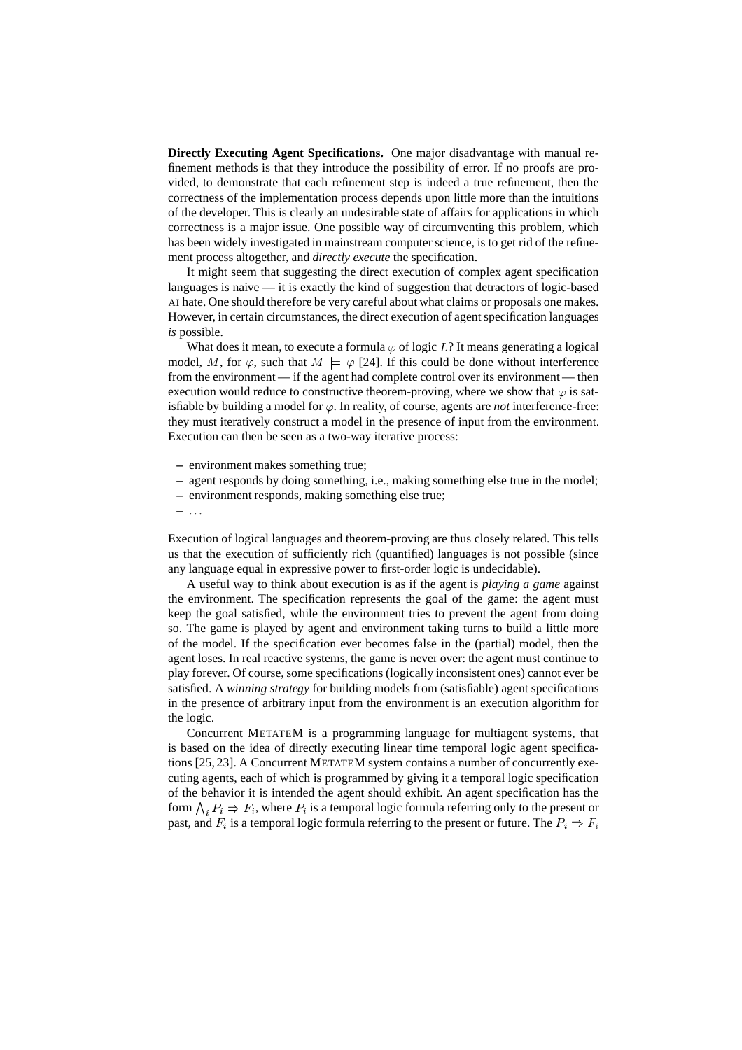**Directly Executing Agent Specifications.** One major disadvantage with manual refinement methods is that they introduce the possibility of error. If no proofs are provided, to demonstrate that each refinement step is indeed a true refinement, then the correctness of the implementation process depends upon little more than the intuitions of the developer. This is clearly an undesirable state of affairs for applications in which correctness is a major issue. One possible way of circumventing this problem, which has been widely investigated in mainstream computer science, is to get rid of the refinement process altogether, and *directly execute* the specification.

It might seem that suggesting the direct execution of complex agent specification languages is naive — it is exactly the kind of suggestion that detractors of logic-based AI hate. One should therefore be very careful about what claims or proposals one makes. However, in certain circumstances, the direct execution of agent specification languages *is* possible.

What does it mean, to execute a formula $\varphi$ of logic $L$? It means generating a logical model, $M$, for $\varphi$, such that $M \models \varphi$ [24]. If this could be done without interference from the environment — if the agent had complete control over its environment — then execution would reduce to constructive theorem-proving, where we show that $\varphi$ is satisfiable by building a model for $\varphi$. In reality, of course, agents are *not* interference-free: they must iteratively construct a model in the presence of input from the environment. Execution can then be seen as a two-way iterative process:

- environment makes something true;
- agent responds by doing something, i.e., making something else true in the model;
- environment responds, making something else true;
- ...

Execution of logical languages and theorem-proving are thus closely related. This tells us that the execution of sufficiently rich (quantified) languages is not possible (since any language equal in expressive power to first-order logic is undecidable).

A useful way to think about execution is as if the agent is *playing a game* against the environment. The specification represents the goal of the game: the agent must keep the goal satisfied, while the environment tries to prevent the agent from doing so. The game is played by agent and environment taking turns to build a little more of the model. If the specification ever becomes false in the (partial) model, then the agent loses. In real reactive systems, the game is never over: the agent must continue to play forever. Of course, some specifications (logically inconsistent ones) cannot ever be satisfied. A *winning strategy* for building models from (satisfiable) agent specifications in the presence of arbitrary input from the environment is an execution algorithm for the logic.

Concurrent METATEM is a programming language for multiagent systems, that is based on the idea of directly executing linear time temporal logic agent specifications [25, 23]. A Concurrent METATEM system contains a number of concurrently executing agents, each of which is programmed by giving it a temporal logic specification of the behavior it is intended the agent should exhibit. An agent specification has the form $\bigwedge_i P_i \Rightarrow F_i$, where $P_i$ is a temporal logic formula referring only to the present or past, and $F_i$ is a temporal logic formula referring to the present or future. The $P_i \Rightarrow F_i$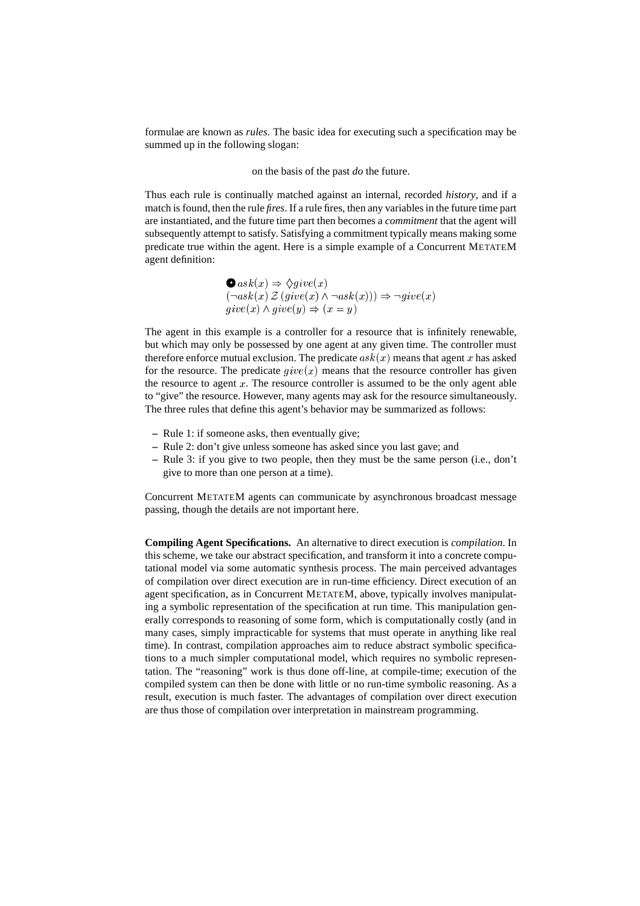formulae are known as *rules*. The basic idea for executing such a specification may be summed up in the following slogan:

on the basis of the past *do* the future.

Thus each rule is continually matched against an internal, recorded *history*, and if a match is found, then the rule *fires*. If a rule fires, then any variables in the future time part are instantiated, and the future time part then becomes a *commitment* that the agent will subsequently attempt to satisfy. Satisfying a commitment typically means making some predicate true within the agent. Here is a simple example of a Concurrent METATEM agent definition:

$$\bullet\, ask(x) \Rightarrow \Diamond give(x)$$
$$(\neg ask(x)\ \mathcal{Z}\ (give(x) \wedge \neg ask(x))) \Rightarrow \neg give(x)$$
$$give(x) \wedge give(y) \Rightarrow (x = y)$$

The agent in this example is a controller for a resource that is infinitely renewable, but which may only be possessed by one agent at any given time. The controller must therefore enforce mutual exclusion. The predicate $ask(x)$ means that agent $x$ has asked for the resource. The predicate $give(x)$ means that the resource controller has given the resource to agent $x$. The resource controller is assumed to be the only agent able to "give" the resource. However, many agents may ask for the resource simultaneously. The three rules that define this agent's behavior may be summarized as follows:

- Rule 1: if someone asks, then eventually give;
- Rule 2: don't give unless someone has asked since you last gave; and
- Rule 3: if you give to two people, then they must be the same person (i.e., don't give to more than one person at a time).

Concurrent METATEM agents can communicate by asynchronous broadcast message passing, though the details are not important here.

**Compiling Agent Specifications.** An alternative to direct execution is *compilation*. In this scheme, we take our abstract specification, and transform it into a concrete computational model via some automatic synthesis process. The main perceived advantages of compilation over direct execution are in run-time efficiency. Direct execution of an agent specification, as in Concurrent METATEM, above, typically involves manipulating a symbolic representation of the specification at run time. This manipulation generally corresponds to reasoning of some form, which is computationally costly (and in many cases, simply impracticable for systems that must operate in anything like real time). In contrast, compilation approaches aim to reduce abstract symbolic specifications to a much simpler computational model, which requires no symbolic representation. The "reasoning" work is thus done off-line, at compile-time; execution of the compiled system can then be done with little or no run-time symbolic reasoning. As a result, execution is much faster. The advantages of compilation over direct execution are thus those of compilation over interpretation in mainstream programming.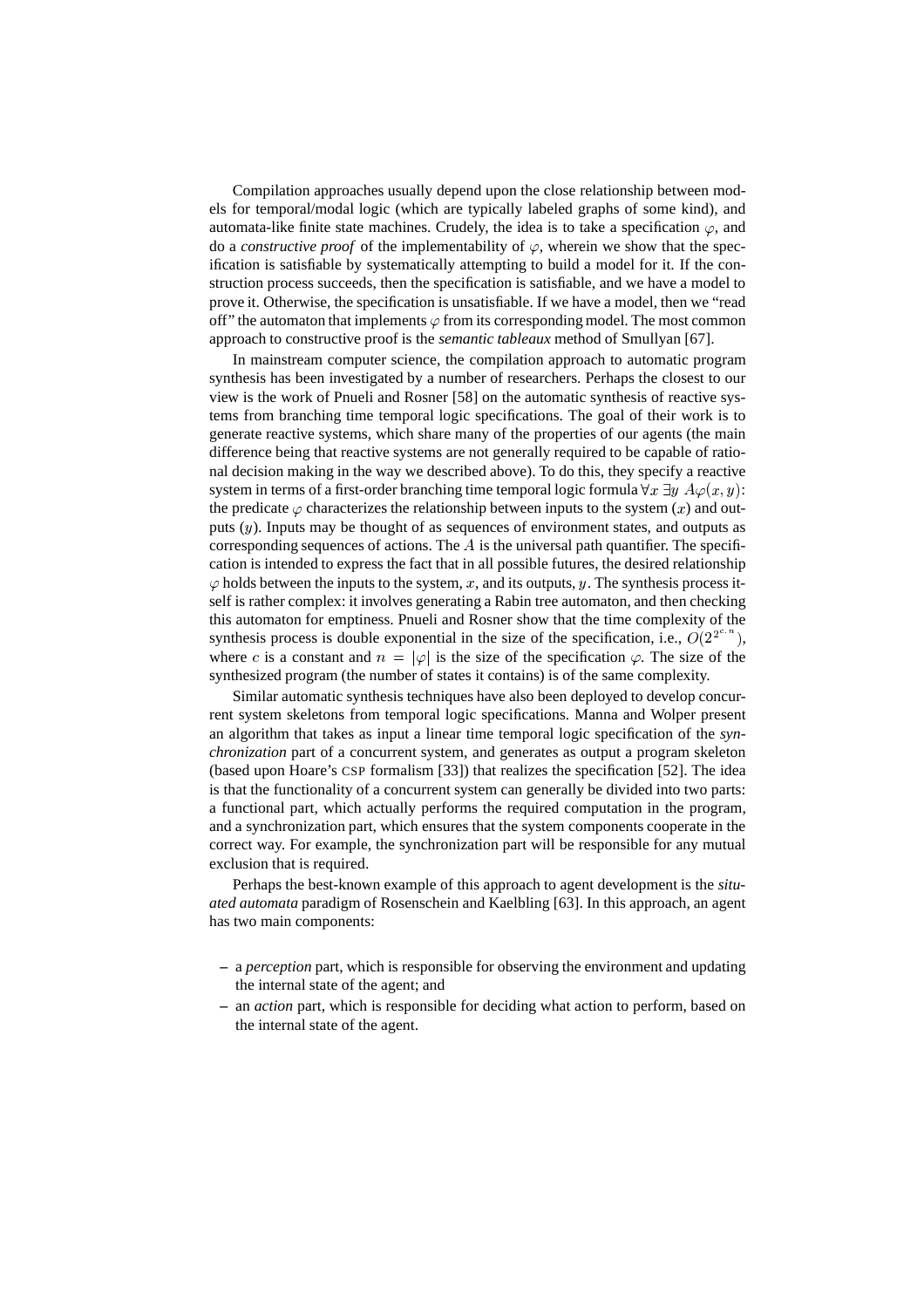Compilation approaches usually depend upon the close relationship between models for temporal/modal logic (which are typically labeled graphs of some kind), and automata-like finite state machines. Crudely, the idea is to take a specification $\varphi$, and do a *constructive proof* of the implementability of $\varphi$, wherein we show that the specification is satisfiable by systematically attempting to build a model for it. If the construction process succeeds, then the specification is satisfiable, and we have a model to prove it. Otherwise, the specification is unsatisfiable. If we have a model, then we "read off" the automaton that implements $\varphi$ from its corresponding model. The most common approach to constructive proof is the *semantic tableaux* method of Smullyan [67].

In mainstream computer science, the compilation approach to automatic program synthesis has been investigated by a number of researchers. Perhaps the closest to our view is the work of Pnueli and Rosner [58] on the automatic synthesis of reactive systems from branching time temporal logic specifications. The goal of their work is to generate reactive systems, which share many of the properties of our agents (the main difference being that reactive systems are not generally required to be capable of rational decision making in the way we described above). To do this, they specify a reactive system in terms of a first-order branching time temporal logic formula $\forall x \; \exists y \; A\varphi(x, y)$: the predicate $\varphi$ characterizes the relationship between inputs to the system ($x$) and outputs ($y$). Inputs may be thought of as sequences of environment states, and outputs as corresponding sequences of actions. The $A$ is the universal path quantifier. The specification is intended to express the fact that in all possible futures, the desired relationship $\varphi$ holds between the inputs to the system, $x$, and its outputs, $y$. The synthesis process itself is rather complex: it involves generating a Rabin tree automaton, and then checking this automaton for emptiness. Pnueli and Rosner show that the time complexity of the synthesis process is double exponential in the size of the specification, i.e., $O(2^{2^{c.n}})$, where $c$ is a constant and $n = |\varphi|$ is the size of the specification $\varphi$. The size of the synthesized program (the number of states it contains) is of the same complexity.

Similar automatic synthesis techniques have also been deployed to develop concurrent system skeletons from temporal logic specifications. Manna and Wolper present an algorithm that takes as input a linear time temporal logic specification of the *synchronization* part of a concurrent system, and generates as output a program skeleton (based upon Hoare's CSP formalism [33]) that realizes the specification [52]. The idea is that the functionality of a concurrent system can generally be divided into two parts: a functional part, which actually performs the required computation in the program, and a synchronization part, which ensures that the system components cooperate in the correct way. For example, the synchronization part will be responsible for any mutual exclusion that is required.

Perhaps the best-known example of this approach to agent development is the *situated automata* paradigm of Rosenschein and Kaelbling [63]. In this approach, an agent has two main components:

– a *perception* part, which is responsible for observing the environment and updating the internal state of the agent; and
– an *action* part, which is responsible for deciding what action to perform, based on the internal state of the agent.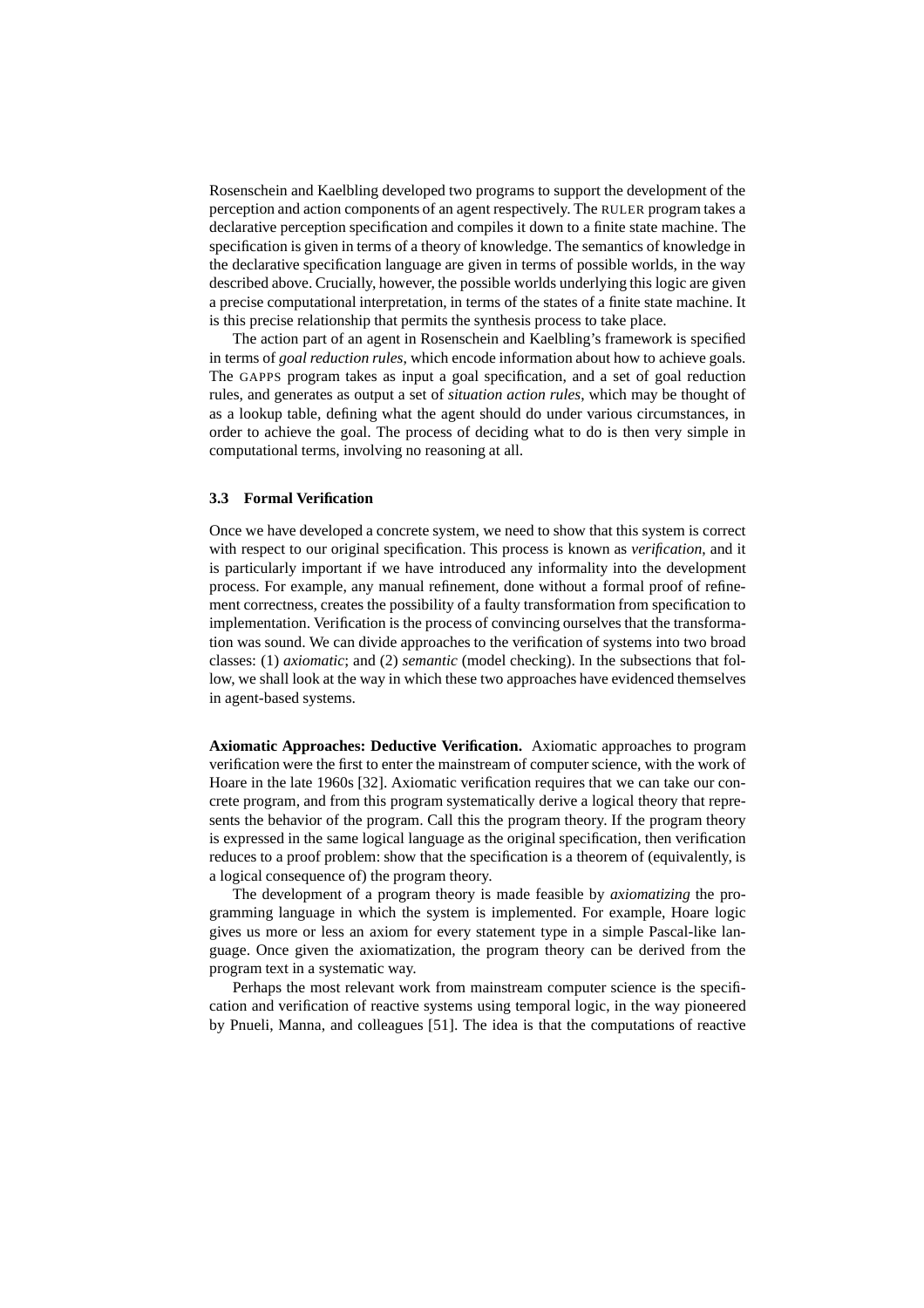Rosenschein and Kaelbling developed two programs to support the development of the perception and action components of an agent respectively. The RULER program takes a declarative perception specification and compiles it down to a finite state machine. The specification is given in terms of a theory of knowledge. The semantics of knowledge in the declarative specification language are given in terms of possible worlds, in the way described above. Crucially, however, the possible worlds underlying this logic are given a precise computational interpretation, in terms of the states of a finite state machine. It is this precise relationship that permits the synthesis process to take place.

The action part of an agent in Rosenschein and Kaelbling's framework is specified in terms of *goal reduction rules*, which encode information about how to achieve goals. The GAPPS program takes as input a goal specification, and a set of goal reduction rules, and generates as output a set of *situation action rules*, which may be thought of as a lookup table, defining what the agent should do under various circumstances, in order to achieve the goal. The process of deciding what to do is then very simple in computational terms, involving no reasoning at all.

### 3.3 Formal Verification

Once we have developed a concrete system, we need to show that this system is correct with respect to our original specification. This process is known as *verification*, and it is particularly important if we have introduced any informality into the development process. For example, any manual refinement, done without a formal proof of refinement correctness, creates the possibility of a faulty transformation from specification to implementation. Verification is the process of convincing ourselves that the transformation was sound. We can divide approaches to the verification of systems into two broad classes: (1) *axiomatic*; and (2) *semantic* (model checking). In the subsections that follow, we shall look at the way in which these two approaches have evidenced themselves in agent-based systems.

**Axiomatic Approaches: Deductive Verification.** Axiomatic approaches to program verification were the first to enter the mainstream of computer science, with the work of Hoare in the late 1960s [32]. Axiomatic verification requires that we can take our concrete program, and from this program systematically derive a logical theory that represents the behavior of the program. Call this the program theory. If the program theory is expressed in the same logical language as the original specification, then verification reduces to a proof problem: show that the specification is a theorem of (equivalently, is a logical consequence of) the program theory.

The development of a program theory is made feasible by *axiomatizing* the programming language in which the system is implemented. For example, Hoare logic gives us more or less an axiom for every statement type in a simple Pascal-like language. Once given the axiomatization, the program theory can be derived from the program text in a systematic way.

Perhaps the most relevant work from mainstream computer science is the specification and verification of reactive systems using temporal logic, in the way pioneered by Pnueli, Manna, and colleagues [51]. The idea is that the computations of reactive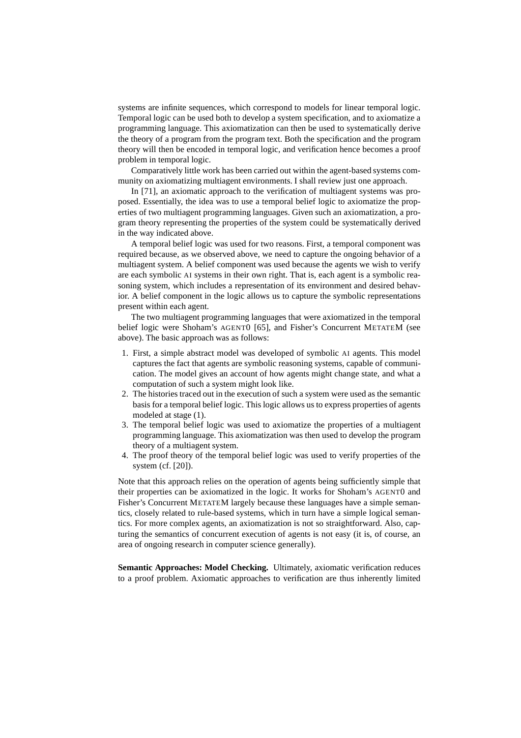systems are infinite sequences, which correspond to models for linear temporal logic. Temporal logic can be used both to develop a system specification, and to axiomatize a programming language. This axiomatization can then be used to systematically derive the theory of a program from the program text. Both the specification and the program theory will then be encoded in temporal logic, and verification hence becomes a proof problem in temporal logic.

Comparatively little work has been carried out within the agent-based systems community on axiomatizing multiagent environments. I shall review just one approach.

In [71], an axiomatic approach to the verification of multiagent systems was proposed. Essentially, the idea was to use a temporal belief logic to axiomatize the properties of two multiagent programming languages. Given such an axiomatization, a program theory representing the properties of the system could be systematically derived in the way indicated above.

A temporal belief logic was used for two reasons. First, a temporal component was required because, as we observed above, we need to capture the ongoing behavior of a multiagent system. A belief component was used because the agents we wish to verify are each symbolic AI systems in their own right. That is, each agent is a symbolic reasoning system, which includes a representation of its environment and desired behavior. A belief component in the logic allows us to capture the symbolic representations present within each agent.

The two multiagent programming languages that were axiomatized in the temporal belief logic were Shoham's AGENT0 [65], and Fisher's Concurrent METATEM (see above). The basic approach was as follows:

1. First, a simple abstract model was developed of symbolic AI agents. This model captures the fact that agents are symbolic reasoning systems, capable of communication. The model gives an account of how agents might change state, and what a computation of such a system might look like.
2. The histories traced out in the execution of such a system were used as the semantic basis for a temporal belief logic. This logic allows us to express properties of agents modeled at stage (1).
3. The temporal belief logic was used to axiomatize the properties of a multiagent programming language. This axiomatization was then used to develop the program theory of a multiagent system.
4. The proof theory of the temporal belief logic was used to verify properties of the system (cf. [20]).

Note that this approach relies on the operation of agents being sufficiently simple that their properties can be axiomatized in the logic. It works for Shoham's AGENT0 and Fisher's Concurrent METATEM largely because these languages have a simple semantics, closely related to rule-based systems, which in turn have a simple logical semantics. For more complex agents, an axiomatization is not so straightforward. Also, capturing the semantics of concurrent execution of agents is not easy (it is, of course, an area of ongoing research in computer science generally).

**Semantic Approaches: Model Checking.** Ultimately, axiomatic verification reduces to a proof problem. Axiomatic approaches to verification are thus inherently limited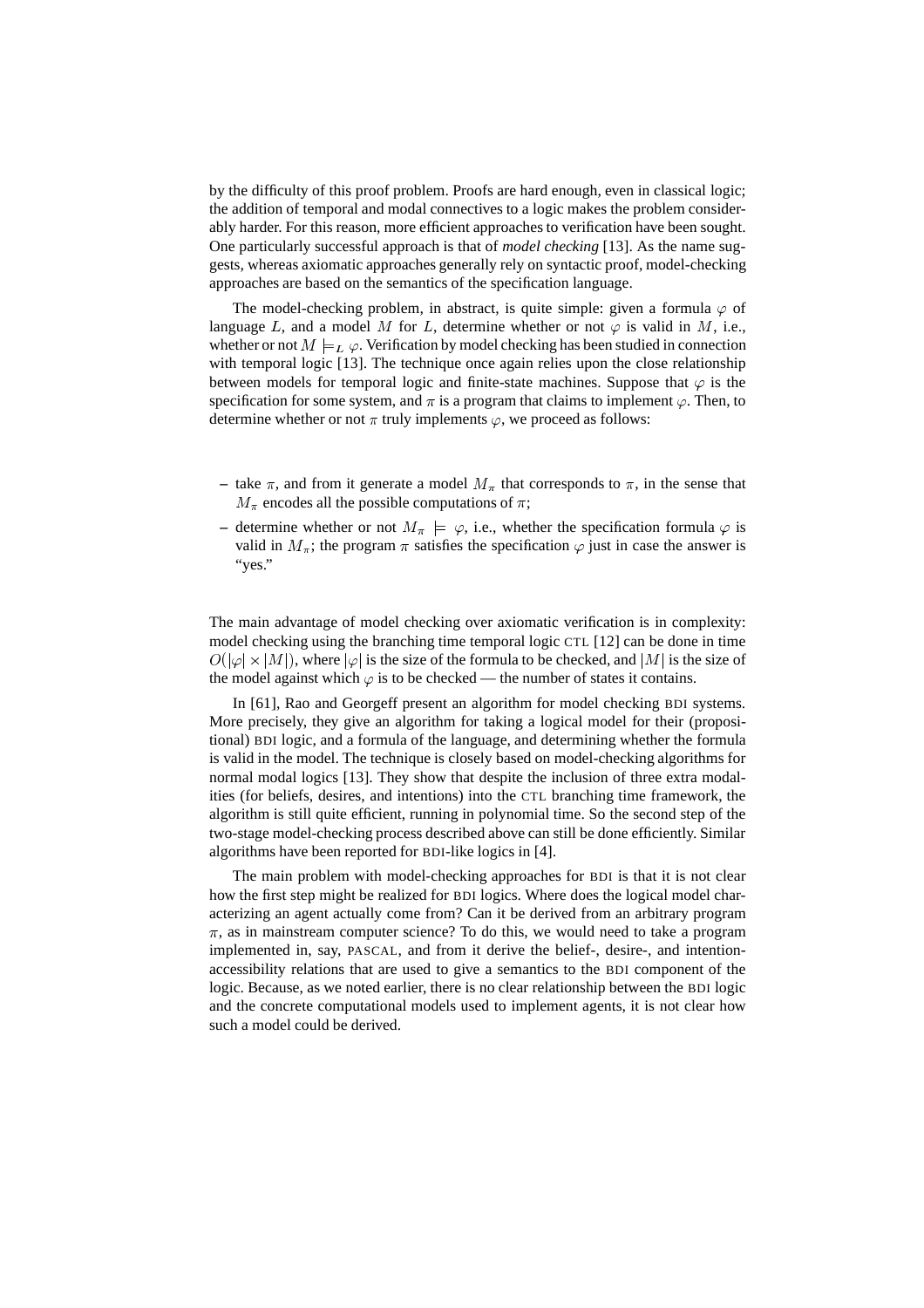by the difficulty of this proof problem. Proofs are hard enough, even in classical logic; the addition of temporal and modal connectives to a logic makes the problem considerably harder. For this reason, more efficient approaches to verification have been sought. One particularly successful approach is that of *model checking* [13]. As the name suggests, whereas axiomatic approaches generally rely on syntactic proof, model-checking approaches are based on the semantics of the specification language.

The model-checking problem, in abstract, is quite simple: given a formula $\varphi$ of language $L$, and a model $M$ for $L$, determine whether or not $\varphi$ is valid in $M$, i.e., whether or not $M \models_L \varphi$. Verification by model checking has been studied in connection with temporal logic [13]. The technique once again relies upon the close relationship between models for temporal logic and finite-state machines. Suppose that $\varphi$ is the specification for some system, and $\pi$ is a program that claims to implement $\varphi$. Then, to determine whether or not $\pi$ truly implements $\varphi$, we proceed as follows:

- take $\pi$, and from it generate a model $M_\pi$ that corresponds to $\pi$, in the sense that $M_\pi$ encodes all the possible computations of $\pi$;
- determine whether or not $M_\pi \models \varphi$, i.e., whether the specification formula $\varphi$ is valid in $M_\pi$; the program $\pi$ satisfies the specification $\varphi$ just in case the answer is "yes."

The main advantage of model checking over axiomatic verification is in complexity: model checking using the branching time temporal logic CTL [12] can be done in time $O(|\varphi| \times |M|)$, where $|\varphi|$ is the size of the formula to be checked, and $|M|$ is the size of the model against which $\varphi$ is to be checked — the number of states it contains.

In [61], Rao and Georgeff present an algorithm for model checking BDI systems. More precisely, they give an algorithm for taking a logical model for their (propositional) BDI logic, and a formula of the language, and determining whether the formula is valid in the model. The technique is closely based on model-checking algorithms for normal modal logics [13]. They show that despite the inclusion of three extra modalities (for beliefs, desires, and intentions) into the CTL branching time framework, the algorithm is still quite efficient, running in polynomial time. So the second step of the two-stage model-checking process described above can still be done efficiently. Similar algorithms have been reported for BDI-like logics in [4].

The main problem with model-checking approaches for BDI is that it is not clear how the first step might be realized for BDI logics. Where does the logical model characterizing an agent actually come from? Can it be derived from an arbitrary program $\pi$, as in mainstream computer science? To do this, we would need to take a program implemented in, say, PASCAL, and from it derive the belief-, desire-, and intention-accessibility relations that are used to give a semantics to the BDI component of the logic. Because, as we noted earlier, there is no clear relationship between the BDI logic and the concrete computational models used to implement agents, it is not clear how such a model could be derived.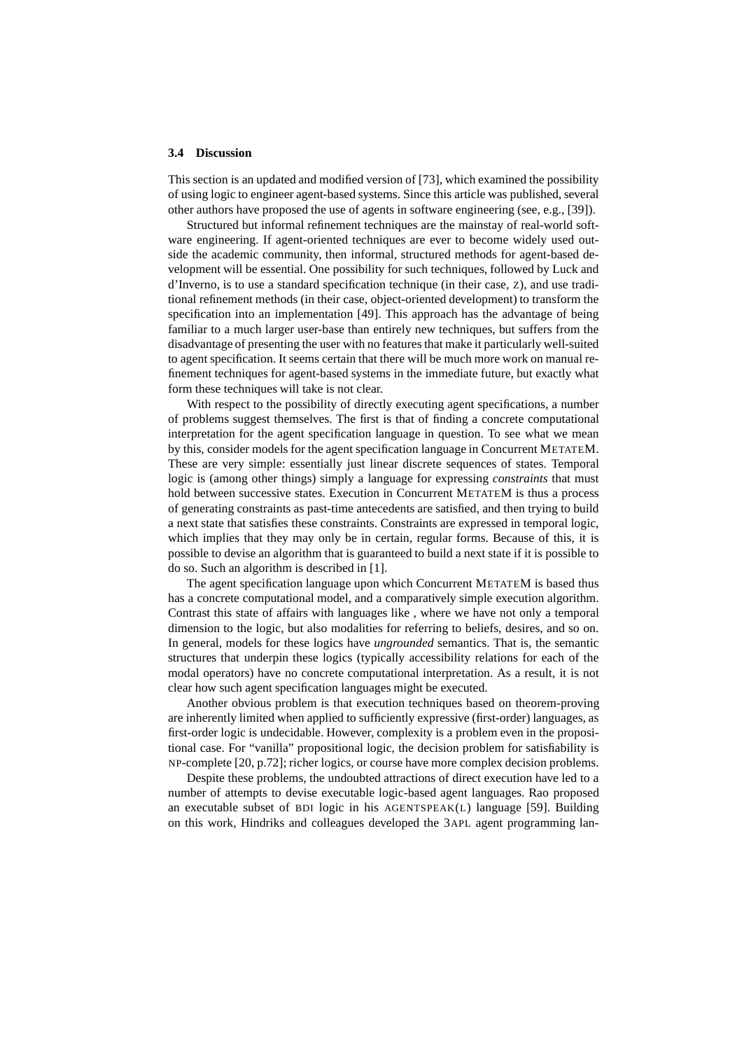### 3.4 Discussion

This section is an updated and modified version of [73], which examined the possibility of using logic to engineer agent-based systems. Since this article was published, several other authors have proposed the use of agents in software engineering (see, e.g., [39]).

Structured but informal refinement techniques are the mainstay of real-world software engineering. If agent-oriented techniques are ever to become widely used outside the academic community, then informal, structured methods for agent-based development will be essential. One possibility for such techniques, followed by Luck and d'Inverno, is to use a standard specification technique (in their case, Z), and use traditional refinement methods (in their case, object-oriented development) to transform the specification into an implementation [49]. This approach has the advantage of being familiar to a much larger user-base than entirely new techniques, but suffers from the disadvantage of presenting the user with no features that make it particularly well-suited to agent specification. It seems certain that there will be much more work on manual refinement techniques for agent-based systems in the immediate future, but exactly what form these techniques will take is not clear.

With respect to the possibility of directly executing agent specifications, a number of problems suggest themselves. The first is that of finding a concrete computational interpretation for the agent specification language in question. To see what we mean by this, consider models for the agent specification language in Concurrent METATEM. These are very simple: essentially just linear discrete sequences of states. Temporal logic is (among other things) simply a language for expressing *constraints* that must hold between successive states. Execution in Concurrent METATEM is thus a process of generating constraints as past-time antecedents are satisfied, and then trying to build a next state that satisfies these constraints. Constraints are expressed in temporal logic, which implies that they may only be in certain, regular forms. Because of this, it is possible to devise an algorithm that is guaranteed to build a next state if it is possible to do so. Such an algorithm is described in [1].

The agent specification language upon which Concurrent METATEM is based thus has a concrete computational model, and a comparatively simple execution algorithm. Contrast this state of affairs with languages like , where we have not only a temporal dimension to the logic, but also modalities for referring to beliefs, desires, and so on. In general, models for these logics have *ungrounded* semantics. That is, the semantic structures that underpin these logics (typically accessibility relations for each of the modal operators) have no concrete computational interpretation. As a result, it is not clear how such agent specification languages might be executed.

Another obvious problem is that execution techniques based on theorem-proving are inherently limited when applied to sufficiently expressive (first-order) languages, as first-order logic is undecidable. However, complexity is a problem even in the propositional case. For "vanilla" propositional logic, the decision problem for satisfiability is NP-complete [20, p.72]; richer logics, or course have more complex decision problems.

Despite these problems, the undoubted attractions of direct execution have led to a number of attempts to devise executable logic-based agent languages. Rao proposed an executable subset of BDI logic in his AGENTSPEAK(L) language [59]. Building on this work, Hindriks and colleagues developed the 3APL agent programming lan-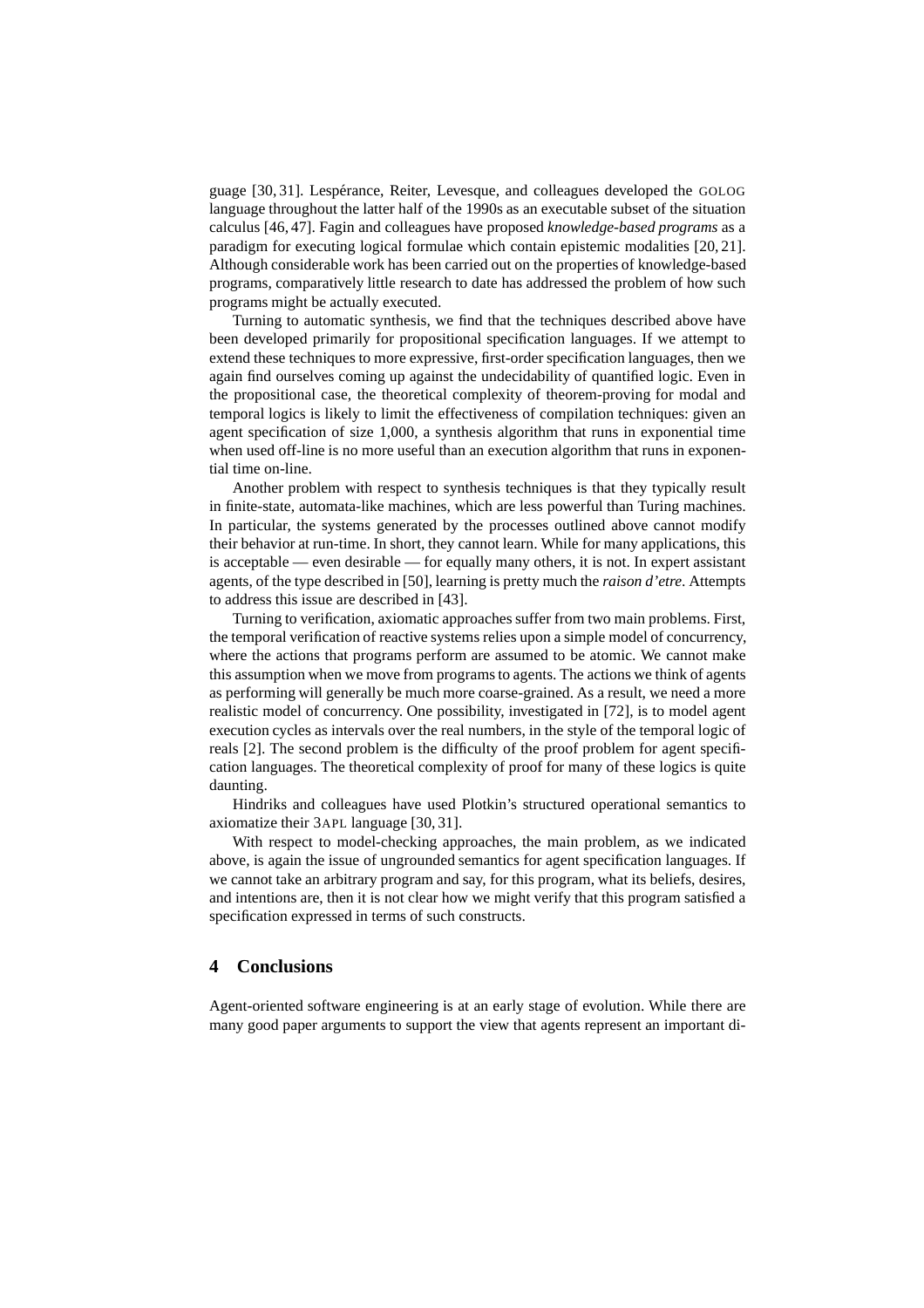guage [30, 31]. Lespérance, Reiter, Levesque, and colleagues developed the GOLOG language throughout the latter half of the 1990s as an executable subset of the situation calculus [46, 47]. Fagin and colleagues have proposed *knowledge-based programs* as a paradigm for executing logical formulae which contain epistemic modalities [20, 21]. Although considerable work has been carried out on the properties of knowledge-based programs, comparatively little research to date has addressed the problem of how such programs might be actually executed.

Turning to automatic synthesis, we find that the techniques described above have been developed primarily for propositional specification languages. If we attempt to extend these techniques to more expressive, first-order specification languages, then we again find ourselves coming up against the undecidability of quantified logic. Even in the propositional case, the theoretical complexity of theorem-proving for modal and temporal logics is likely to limit the effectiveness of compilation techniques: given an agent specification of size 1,000, a synthesis algorithm that runs in exponential time when used off-line is no more useful than an execution algorithm that runs in exponential time on-line.

Another problem with respect to synthesis techniques is that they typically result in finite-state, automata-like machines, which are less powerful than Turing machines. In particular, the systems generated by the processes outlined above cannot modify their behavior at run-time. In short, they cannot learn. While for many applications, this is acceptable — even desirable — for equally many others, it is not. In expert assistant agents, of the type described in [50], learning is pretty much the *raison d'etre*. Attempts to address this issue are described in [43].

Turning to verification, axiomatic approaches suffer from two main problems. First, the temporal verification of reactive systems relies upon a simple model of concurrency, where the actions that programs perform are assumed to be atomic. We cannot make this assumption when we move from programs to agents. The actions we think of agents as performing will generally be much more coarse-grained. As a result, we need a more realistic model of concurrency. One possibility, investigated in [72], is to model agent execution cycles as intervals over the real numbers, in the style of the temporal logic of reals [2]. The second problem is the difficulty of the proof problem for agent specification languages. The theoretical complexity of proof for many of these logics is quite daunting.

Hindriks and colleagues have used Plotkin's structured operational semantics to axiomatize their 3APL language [30, 31].

With respect to model-checking approaches, the main problem, as we indicated above, is again the issue of ungrounded semantics for agent specification languages. If we cannot take an arbitrary program and say, for this program, what its beliefs, desires, and intentions are, then it is not clear how we might verify that this program satisfied a specification expressed in terms of such constructs.

## 4 Conclusions

Agent-oriented software engineering is at an early stage of evolution. While there are many good paper arguments to support the view that agents represent an important di-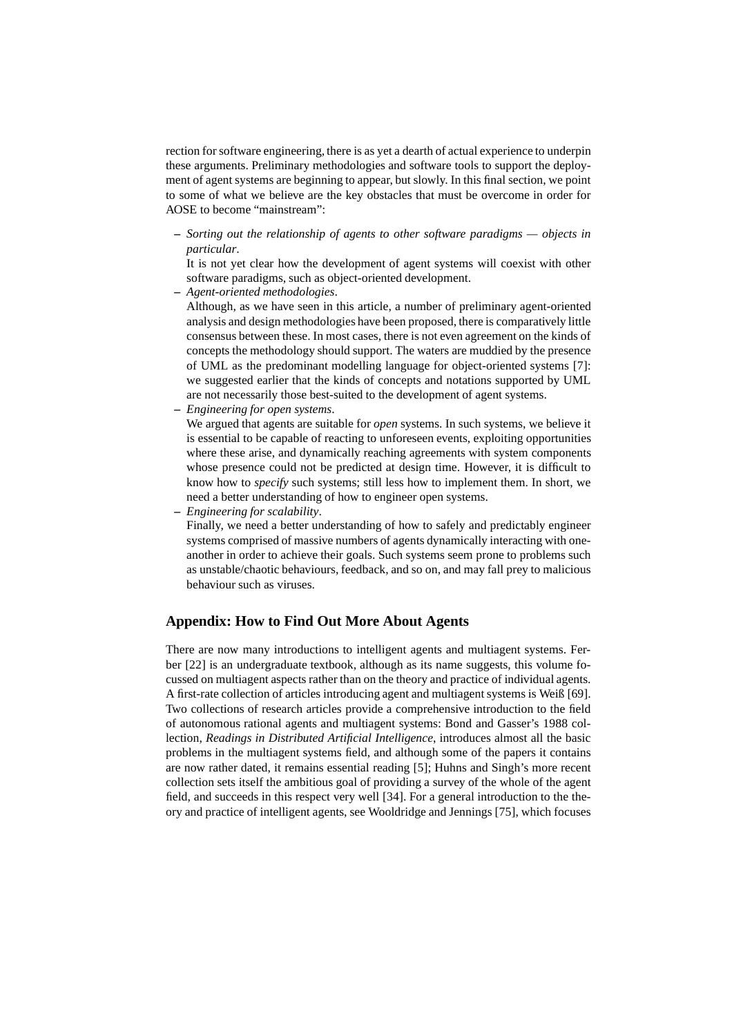rection for software engineering, there is as yet a dearth of actual experience to underpin these arguments. Preliminary methodologies and software tools to support the deployment of agent systems are beginning to appear, but slowly. In this final section, we point to some of what we believe are the key obstacles that must be overcome in order for AOSE to become "mainstream":

– *Sorting out the relationship of agents to other software paradigms — objects in particular*.
  It is not yet clear how the development of agent systems will coexist with other software paradigms, such as object-oriented development.
– *Agent-oriented methodologies*.
  Although, as we have seen in this article, a number of preliminary agent-oriented analysis and design methodologies have been proposed, there is comparatively little consensus between these. In most cases, there is not even agreement on the kinds of concepts the methodology should support. The waters are muddied by the presence of UML as the predominant modelling language for object-oriented systems [7]: we suggested earlier that the kinds of concepts and notations supported by UML are not necessarily those best-suited to the development of agent systems.
– *Engineering for open systems*.
  We argued that agents are suitable for *open* systems. In such systems, we believe it is essential to be capable of reacting to unforeseen events, exploiting opportunities where these arise, and dynamically reaching agreements with system components whose presence could not be predicted at design time. However, it is difficult to know how to *specify* such systems; still less how to implement them. In short, we need a better understanding of how to engineer open systems.
– *Engineering for scalability*.
  Finally, we need a better understanding of how to safely and predictably engineer systems comprised of massive numbers of agents dynamically interacting with one-another in order to achieve their goals. Such systems seem prone to problems such as unstable/chaotic behaviours, feedback, and so on, and may fall prey to malicious behaviour such as viruses.

## Appendix: How to Find Out More About Agents

There are now many introductions to intelligent agents and multiagent systems. Ferber [22] is an undergraduate textbook, although as its name suggests, this volume focussed on multiagent aspects rather than on the theory and practice of individual agents. A first-rate collection of articles introducing agent and multiagent systems is Weiß [69]. Two collections of research articles provide a comprehensive introduction to the field of autonomous rational agents and multiagent systems: Bond and Gasser's 1988 collection, *Readings in Distributed Artificial Intelligence*, introduces almost all the basic problems in the multiagent systems field, and although some of the papers it contains are now rather dated, it remains essential reading [5]; Huhns and Singh's more recent collection sets itself the ambitious goal of providing a survey of the whole of the agent field, and succeeds in this respect very well [34]. For a general introduction to the theory and practice of intelligent agents, see Wooldridge and Jennings [75], which focuses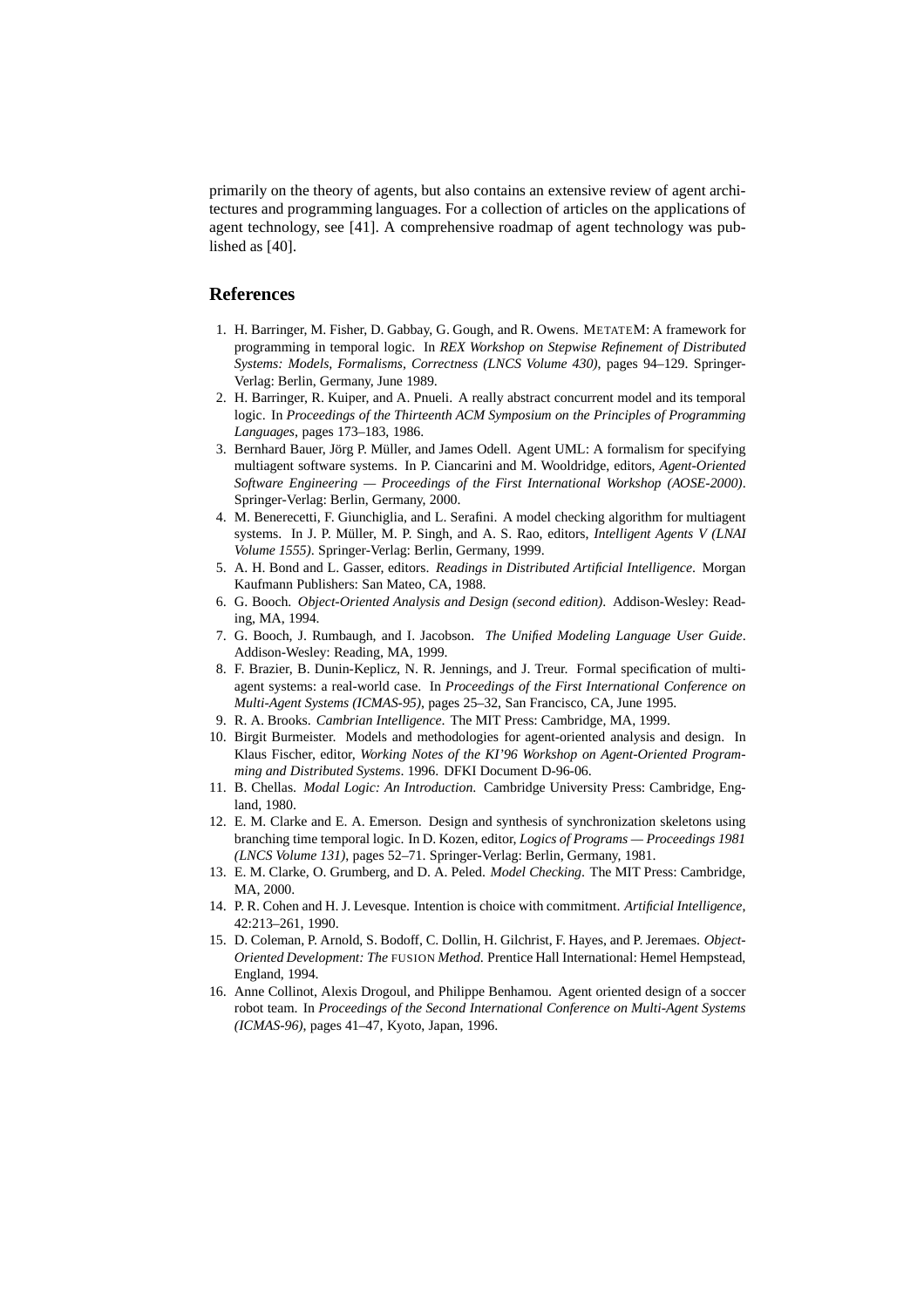primarily on the theory of agents, but also contains an extensive review of agent architectures and programming languages. For a collection of articles on the applications of agent technology, see [41]. A comprehensive roadmap of agent technology was published as [40].

## References

1. H. Barringer, M. Fisher, D. Gabbay, G. Gough, and R. Owens. METATEM: A framework for programming in temporal logic. In *REX Workshop on Stepwise Refinement of Distributed Systems: Models, Formalisms, Correctness (LNCS Volume 430)*, pages 94–129. Springer-Verlag: Berlin, Germany, June 1989.
2. H. Barringer, R. Kuiper, and A. Pnueli. A really abstract concurrent model and its temporal logic. In *Proceedings of the Thirteenth ACM Symposium on the Principles of Programming Languages*, pages 173–183, 1986.
3. Bernhard Bauer, Jörg P. Müller, and James Odell. Agent UML: A formalism for specifying multiagent software systems. In P. Ciancarini and M. Wooldridge, editors, *Agent-Oriented Software Engineering — Proceedings of the First International Workshop (AOSE-2000)*. Springer-Verlag: Berlin, Germany, 2000.
4. M. Benerecetti, F. Giunchiglia, and L. Serafini. A model checking algorithm for multiagent systems. In J. P. Müller, M. P. Singh, and A. S. Rao, editors, *Intelligent Agents V (LNAI Volume 1555)*. Springer-Verlag: Berlin, Germany, 1999.
5. A. H. Bond and L. Gasser, editors. *Readings in Distributed Artificial Intelligence*. Morgan Kaufmann Publishers: San Mateo, CA, 1988.
6. G. Booch. *Object-Oriented Analysis and Design (second edition)*. Addison-Wesley: Reading, MA, 1994.
7. G. Booch, J. Rumbaugh, and I. Jacobson. *The Unified Modeling Language User Guide*. Addison-Wesley: Reading, MA, 1999.
8. F. Brazier, B. Dunin-Keplicz, N. R. Jennings, and J. Treur. Formal specification of multi-agent systems: a real-world case. In *Proceedings of the First International Conference on Multi-Agent Systems (ICMAS-95)*, pages 25–32, San Francisco, CA, June 1995.
9. R. A. Brooks. *Cambrian Intelligence*. The MIT Press: Cambridge, MA, 1999.
10. Birgit Burmeister. Models and methodologies for agent-oriented analysis and design. In Klaus Fischer, editor, *Working Notes of the KI'96 Workshop on Agent-Oriented Programming and Distributed Systems*. 1996. DFKI Document D-96-06.
11. B. Chellas. *Modal Logic: An Introduction*. Cambridge University Press: Cambridge, England, 1980.
12. E. M. Clarke and E. A. Emerson. Design and synthesis of synchronization skeletons using branching time temporal logic. In D. Kozen, editor, *Logics of Programs — Proceedings 1981 (LNCS Volume 131)*, pages 52–71. Springer-Verlag: Berlin, Germany, 1981.
13. E. M. Clarke, O. Grumberg, and D. A. Peled. *Model Checking*. The MIT Press: Cambridge, MA, 2000.
14. P. R. Cohen and H. J. Levesque. Intention is choice with commitment. *Artificial Intelligence*, 42:213–261, 1990.
15. D. Coleman, P. Arnold, S. Bodoff, C. Dollin, H. Gilchrist, F. Hayes, and P. Jeremaes. *Object-Oriented Development: The* FUSION *Method.* Prentice Hall International: Hemel Hempstead, England, 1994.
16. Anne Collinot, Alexis Drogoul, and Philippe Benhamou. Agent oriented design of a soccer robot team. In *Proceedings of the Second International Conference on Multi-Agent Systems (ICMAS-96)*, pages 41–47, Kyoto, Japan, 1996.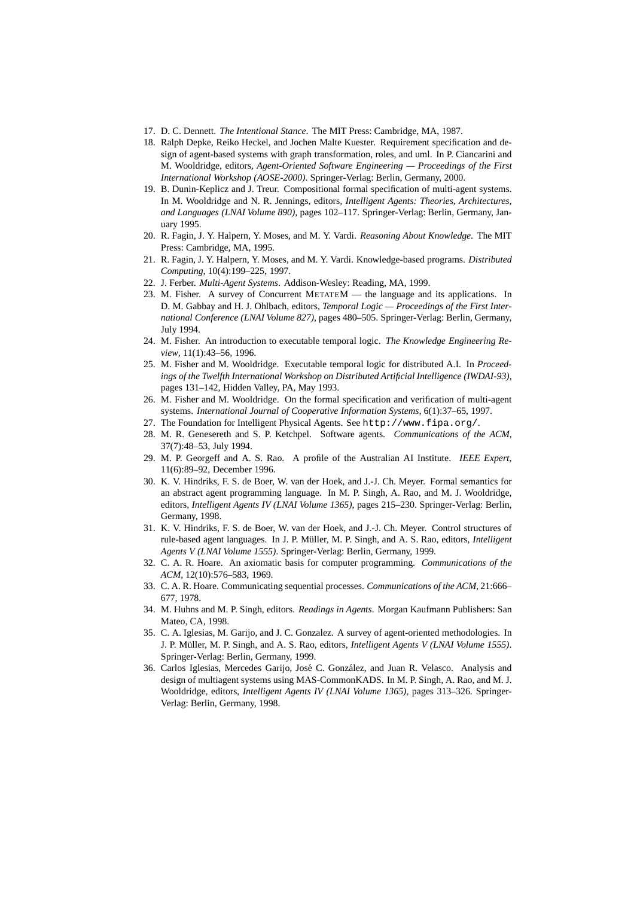17. D. C. Dennett. *The Intentional Stance*. The MIT Press: Cambridge, MA, 1987.
18. Ralph Depke, Reiko Heckel, and Jochen Malte Kuester. Requirement specification and design of agent-based systems with graph transformation, roles, and uml. In P. Ciancarini and M. Wooldridge, editors, *Agent-Oriented Software Engineering — Proceedings of the First International Workshop (AOSE-2000)*. Springer-Verlag: Berlin, Germany, 2000.
19. B. Dunin-Keplicz and J. Treur. Compositional formal specification of multi-agent systems. In M. Wooldridge and N. R. Jennings, editors, *Intelligent Agents: Theories, Architectures, and Languages (LNAI Volume 890)*, pages 102–117. Springer-Verlag: Berlin, Germany, January 1995.
20. R. Fagin, J. Y. Halpern, Y. Moses, and M. Y. Vardi. *Reasoning About Knowledge*. The MIT Press: Cambridge, MA, 1995.
21. R. Fagin, J. Y. Halpern, Y. Moses, and M. Y. Vardi. Knowledge-based programs. *Distributed Computing*, 10(4):199–225, 1997.
22. J. Ferber. *Multi-Agent Systems*. Addison-Wesley: Reading, MA, 1999.
23. M. Fisher. A survey of Concurrent METATEM — the language and its applications. In D. M. Gabbay and H. J. Ohlbach, editors, *Temporal Logic — Proceedings of the First International Conference (LNAI Volume 827)*, pages 480–505. Springer-Verlag: Berlin, Germany, July 1994.
24. M. Fisher. An introduction to executable temporal logic. *The Knowledge Engineering Review*, 11(1):43–56, 1996.
25. M. Fisher and M. Wooldridge. Executable temporal logic for distributed A.I. In *Proceedings of the Twelfth International Workshop on Distributed Artificial Intelligence (IWDAI-93)*, pages 131–142, Hidden Valley, PA, May 1993.
26. M. Fisher and M. Wooldridge. On the formal specification and verification of multi-agent systems. *International Journal of Cooperative Information Systems*, 6(1):37–65, 1997.
27. The Foundation for Intelligent Physical Agents. See `http://www.fipa.org/`.
28. M. R. Genesereth and S. P. Ketchpel. Software agents. *Communications of the ACM*, 37(7):48–53, July 1994.
29. M. P. Georgeff and A. S. Rao. A profile of the Australian AI Institute. *IEEE Expert*, 11(6):89–92, December 1996.
30. K. V. Hindriks, F. S. de Boer, W. van der Hoek, and J.-J. Ch. Meyer. Formal semantics for an abstract agent programming language. In M. P. Singh, A. Rao, and M. J. Wooldridge, editors, *Intelligent Agents IV (LNAI Volume 1365)*, pages 215–230. Springer-Verlag: Berlin, Germany, 1998.
31. K. V. Hindriks, F. S. de Boer, W. van der Hoek, and J.-J. Ch. Meyer. Control structures of rule-based agent languages. In J. P. Müller, M. P. Singh, and A. S. Rao, editors, *Intelligent Agents V (LNAI Volume 1555)*. Springer-Verlag: Berlin, Germany, 1999.
32. C. A. R. Hoare. An axiomatic basis for computer programming. *Communications of the ACM*, 12(10):576–583, 1969.
33. C. A. R. Hoare. Communicating sequential processes. *Communications of the ACM*, 21:666–677, 1978.
34. M. Huhns and M. P. Singh, editors. *Readings in Agents*. Morgan Kaufmann Publishers: San Mateo, CA, 1998.
35. C. A. Iglesias, M. Garijo, and J. C. Gonzalez. A survey of agent-oriented methodologies. In J. P. Müller, M. P. Singh, and A. S. Rao, editors, *Intelligent Agents V (LNAI Volume 1555)*. Springer-Verlag: Berlin, Germany, 1999.
36. Carlos Iglesias, Mercedes Garijo, José C. González, and Juan R. Velasco. Analysis and design of multiagent systems using MAS-CommonKADS. In M. P. Singh, A. Rao, and M. J. Wooldridge, editors, *Intelligent Agents IV (LNAI Volume 1365)*, pages 313–326. Springer-Verlag: Berlin, Germany, 1998.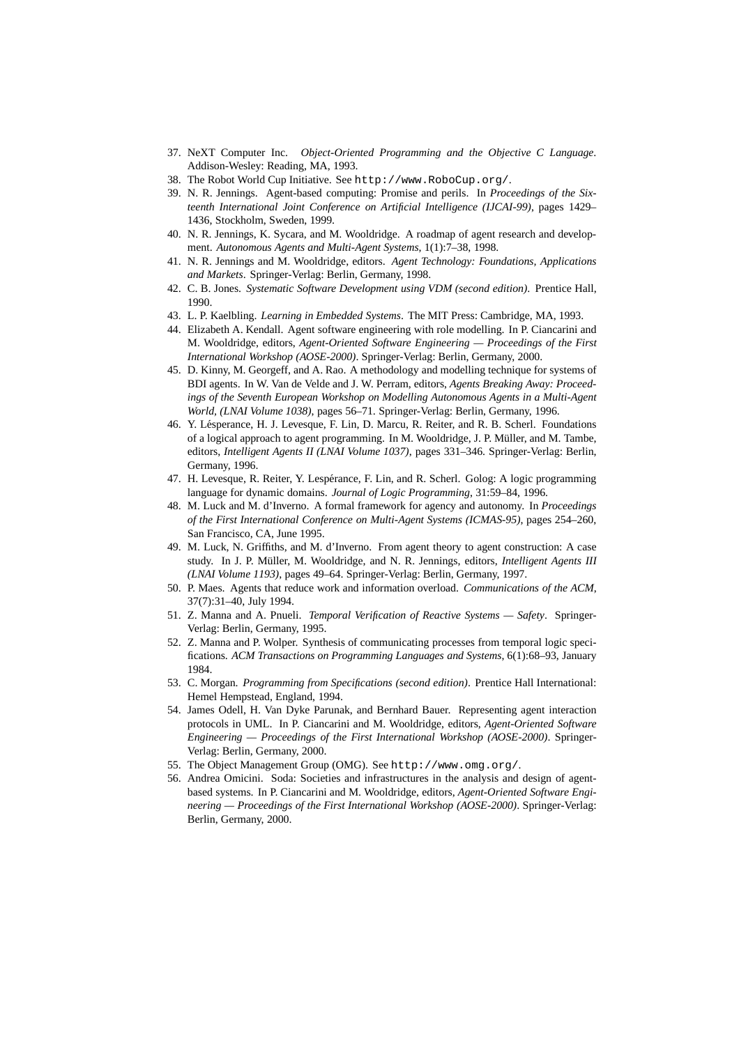37. NeXT Computer Inc. *Object-Oriented Programming and the Objective C Language*. Addison-Wesley: Reading, MA, 1993.
38. The Robot World Cup Initiative. See `http://www.RoboCup.org/`.
39. N. R. Jennings. Agent-based computing: Promise and perils. In *Proceedings of the Sixteenth International Joint Conference on Artificial Intelligence (IJCAI-99)*, pages 1429–1436, Stockholm, Sweden, 1999.
40. N. R. Jennings, K. Sycara, and M. Wooldridge. A roadmap of agent research and development. *Autonomous Agents and Multi-Agent Systems*, 1(1):7–38, 1998.
41. N. R. Jennings and M. Wooldridge, editors. *Agent Technology: Foundations, Applications and Markets*. Springer-Verlag: Berlin, Germany, 1998.
42. C. B. Jones. *Systematic Software Development using VDM (second edition)*. Prentice Hall, 1990.
43. L. P. Kaelbling. *Learning in Embedded Systems*. The MIT Press: Cambridge, MA, 1993.
44. Elizabeth A. Kendall. Agent software engineering with role modelling. In P. Ciancarini and M. Wooldridge, editors, *Agent-Oriented Software Engineering — Proceedings of the First International Workshop (AOSE-2000)*. Springer-Verlag: Berlin, Germany, 2000.
45. D. Kinny, M. Georgeff, and A. Rao. A methodology and modelling technique for systems of BDI agents. In W. Van de Velde and J. W. Perram, editors, *Agents Breaking Away: Proceedings of the Seventh European Workshop on Modelling Autonomous Agents in a Multi-Agent World, (LNAI Volume 1038)*, pages 56–71. Springer-Verlag: Berlin, Germany, 1996.
46. Y. Lésperance, H. J. Levesque, F. Lin, D. Marcu, R. Reiter, and R. B. Scherl. Foundations of a logical approach to agent programming. In M. Wooldridge, J. P. Müller, and M. Tambe, editors, *Intelligent Agents II (LNAI Volume 1037)*, pages 331–346. Springer-Verlag: Berlin, Germany, 1996.
47. H. Levesque, R. Reiter, Y. Lespérance, F. Lin, and R. Scherl. Golog: A logic programming language for dynamic domains. *Journal of Logic Programming*, 31:59–84, 1996.
48. M. Luck and M. d'Inverno. A formal framework for agency and autonomy. In *Proceedings of the First International Conference on Multi-Agent Systems (ICMAS-95)*, pages 254–260, San Francisco, CA, June 1995.
49. M. Luck, N. Griffiths, and M. d'Inverno. From agent theory to agent construction: A case study. In J. P. Müller, M. Wooldridge, and N. R. Jennings, editors, *Intelligent Agents III (LNAI Volume 1193)*, pages 49–64. Springer-Verlag: Berlin, Germany, 1997.
50. P. Maes. Agents that reduce work and information overload. *Communications of the ACM*, 37(7):31–40, July 1994.
51. Z. Manna and A. Pnueli. *Temporal Verification of Reactive Systems — Safety*. Springer-Verlag: Berlin, Germany, 1995.
52. Z. Manna and P. Wolper. Synthesis of communicating processes from temporal logic specifications. *ACM Transactions on Programming Languages and Systems*, 6(1):68–93, January 1984.
53. C. Morgan. *Programming from Specifications (second edition)*. Prentice Hall International: Hemel Hempstead, England, 1994.
54. James Odell, H. Van Dyke Parunak, and Bernhard Bauer. Representing agent interaction protocols in UML. In P. Ciancarini and M. Wooldridge, editors, *Agent-Oriented Software Engineering — Proceedings of the First International Workshop (AOSE-2000)*. Springer-Verlag: Berlin, Germany, 2000.
55. The Object Management Group (OMG). See `http://www.omg.org/`.
56. Andrea Omicini. Soda: Societies and infrastructures in the analysis and design of agent-based systems. In P. Ciancarini and M. Wooldridge, editors, *Agent-Oriented Software Engineering — Proceedings of the First International Workshop (AOSE-2000)*. Springer-Verlag: Berlin, Germany, 2000.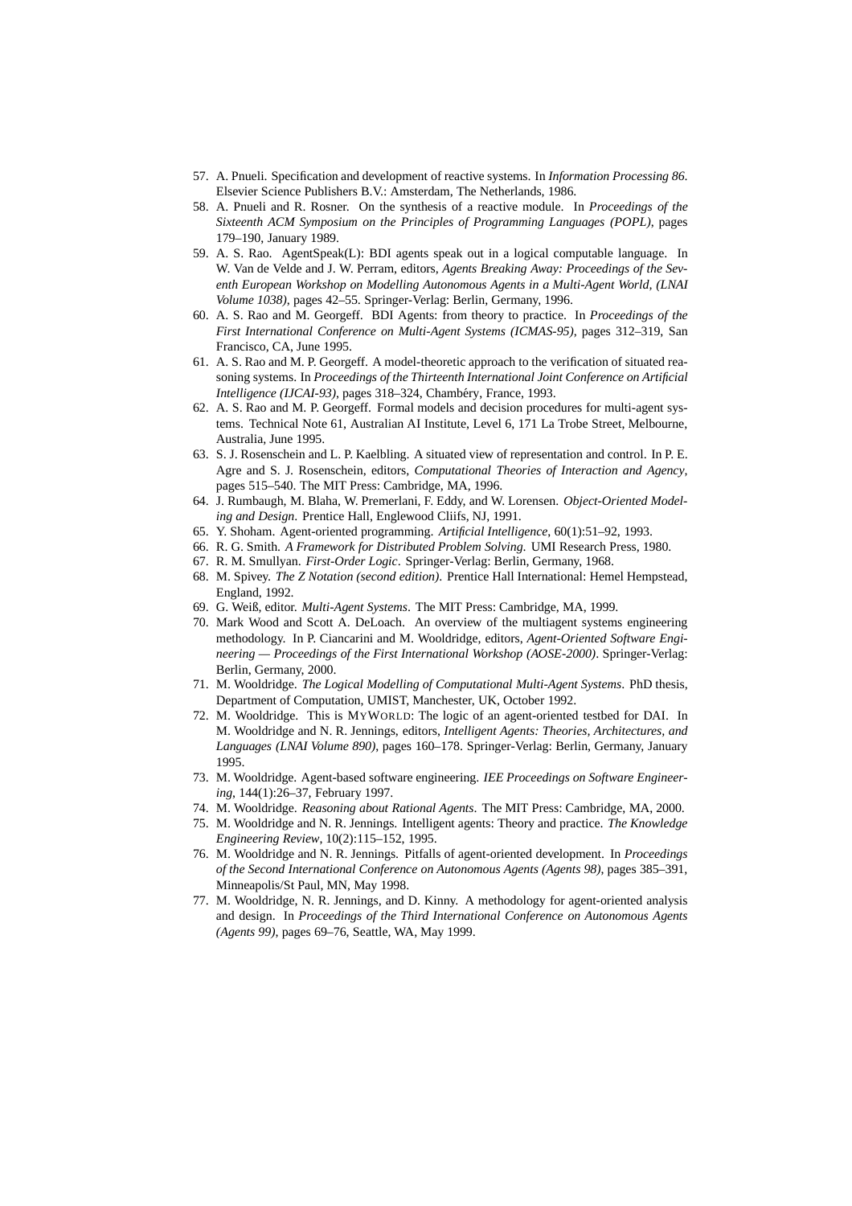57. A. Pnueli. Specification and development of reactive systems. In *Information Processing 86*. Elsevier Science Publishers B.V.: Amsterdam, The Netherlands, 1986.
58. A. Pnueli and R. Rosner. On the synthesis of a reactive module. In *Proceedings of the Sixteenth ACM Symposium on the Principles of Programming Languages (POPL)*, pages 179–190, January 1989.
59. A. S. Rao. AgentSpeak(L): BDI agents speak out in a logical computable language. In W. Van de Velde and J. W. Perram, editors, *Agents Breaking Away: Proceedings of the Seventh European Workshop on Modelling Autonomous Agents in a Multi-Agent World, (LNAI Volume 1038)*, pages 42–55. Springer-Verlag: Berlin, Germany, 1996.
60. A. S. Rao and M. Georgeff. BDI Agents: from theory to practice. In *Proceedings of the First International Conference on Multi-Agent Systems (ICMAS-95)*, pages 312–319, San Francisco, CA, June 1995.
61. A. S. Rao and M. P. Georgeff. A model-theoretic approach to the verification of situated reasoning systems. In *Proceedings of the Thirteenth International Joint Conference on Artificial Intelligence (IJCAI-93)*, pages 318–324, Chambéry, France, 1993.
62. A. S. Rao and M. P. Georgeff. Formal models and decision procedures for multi-agent systems. Technical Note 61, Australian AI Institute, Level 6, 171 La Trobe Street, Melbourne, Australia, June 1995.
63. S. J. Rosenschein and L. P. Kaelbling. A situated view of representation and control. In P. E. Agre and S. J. Rosenschein, editors, *Computational Theories of Interaction and Agency*, pages 515–540. The MIT Press: Cambridge, MA, 1996.
64. J. Rumbaugh, M. Blaha, W. Premerlani, F. Eddy, and W. Lorensen. *Object-Oriented Modeling and Design*. Prentice Hall, Englewood Cliifs, NJ, 1991.
65. Y. Shoham. Agent-oriented programming. *Artificial Intelligence*, 60(1):51–92, 1993.
66. R. G. Smith. *A Framework for Distributed Problem Solving*. UMI Research Press, 1980.
67. R. M. Smullyan. *First-Order Logic*. Springer-Verlag: Berlin, Germany, 1968.
68. M. Spivey. *The Z Notation (second edition)*. Prentice Hall International: Hemel Hempstead, England, 1992.
69. G. Weiß, editor. *Multi-Agent Systems*. The MIT Press: Cambridge, MA, 1999.
70. Mark Wood and Scott A. DeLoach. An overview of the multiagent systems engineering methodology. In P. Ciancarini and M. Wooldridge, editors, *Agent-Oriented Software Engineering — Proceedings of the First International Workshop (AOSE-2000)*. Springer-Verlag: Berlin, Germany, 2000.
71. M. Wooldridge. *The Logical Modelling of Computational Multi-Agent Systems*. PhD thesis, Department of Computation, UMIST, Manchester, UK, October 1992.
72. M. Wooldridge. This is MYWORLD: The logic of an agent-oriented testbed for DAI. In M. Wooldridge and N. R. Jennings, editors, *Intelligent Agents: Theories, Architectures, and Languages (LNAI Volume 890)*, pages 160–178. Springer-Verlag: Berlin, Germany, January 1995.
73. M. Wooldridge. Agent-based software engineering. *IEE Proceedings on Software Engineering*, 144(1):26–37, February 1997.
74. M. Wooldridge. *Reasoning about Rational Agents*. The MIT Press: Cambridge, MA, 2000.
75. M. Wooldridge and N. R. Jennings. Intelligent agents: Theory and practice. *The Knowledge Engineering Review*, 10(2):115–152, 1995.
76. M. Wooldridge and N. R. Jennings. Pitfalls of agent-oriented development. In *Proceedings of the Second International Conference on Autonomous Agents (Agents 98)*, pages 385–391, Minneapolis/St Paul, MN, May 1998.
77. M. Wooldridge, N. R. Jennings, and D. Kinny. A methodology for agent-oriented analysis and design. In *Proceedings of the Third International Conference on Autonomous Agents (Agents 99)*, pages 69–76, Seattle, WA, May 1999.